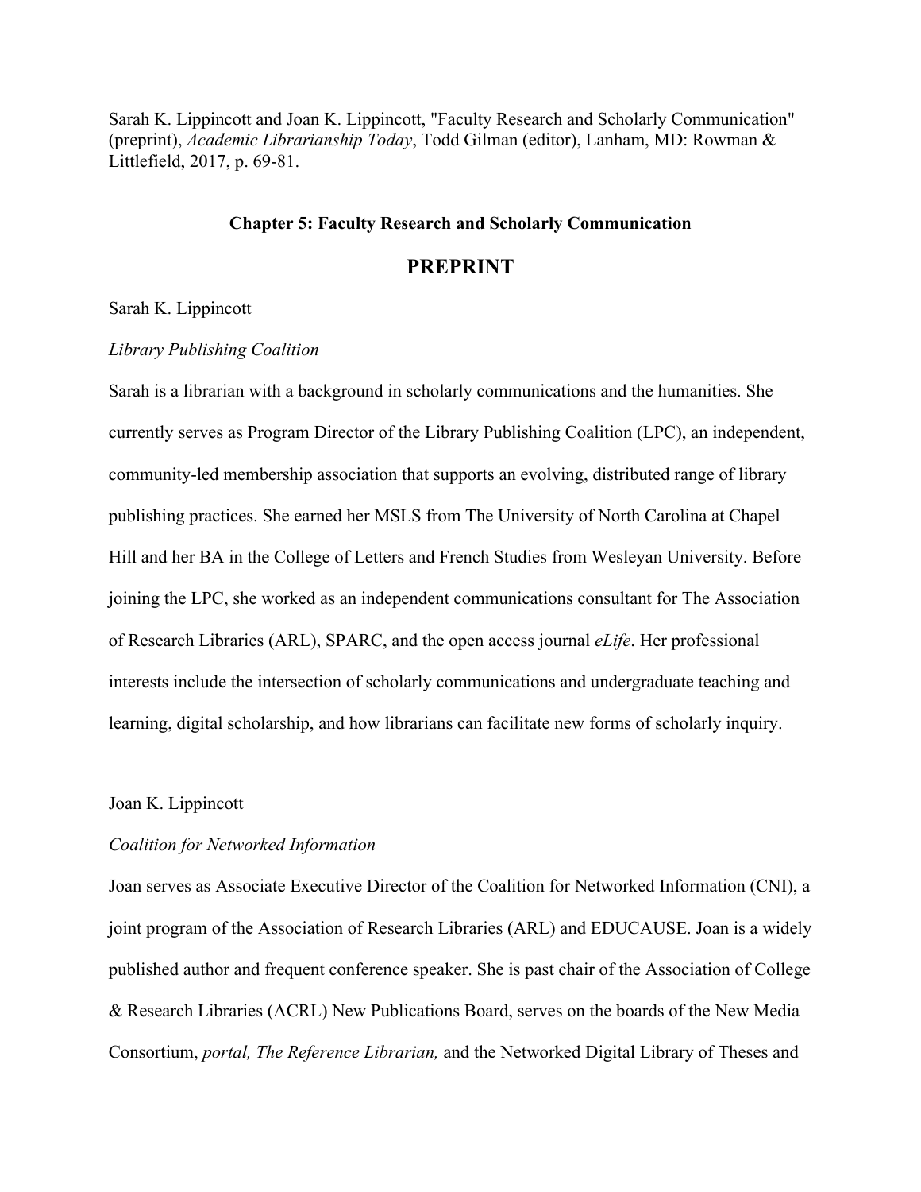Sarah K. Lippincott and Joan K. Lippincott, "Faculty Research and Scholarly Communication" (preprint), *Academic Librarianship Today*, Todd Gilman (editor), Lanham, MD: Rowman & Littlefield, 2017, p. 69-81.

## Chapter 5: Faculty Research and Scholarly Communication

# PREPRINT

Sarah K. Lippincott

*Library Publishing Coalition*

Sarah is a librarian with a background in scholarly communications and the humanities. She currently serves as Program Director of the Library Publishing Coalition (LPC), an independent, community-led membership association that supports an evolving, distributed range of library publishing practices. She earned her MSLS from The University of North Carolina at Chapel Hill and her BA in the College of Letters and French Studies from Wesleyan University. Before joining the LPC, she worked as an independent communications consultant for The Association of Research Libraries (ARL), SPARC, and the open access journal *eLife*. Her professional interests include the intersection of scholarly communications and undergraduate teaching and learning, digital scholarship, and how librarians can facilitate new forms of scholarly inquiry.

Joan K. Lippincott

*Coalition for Networked Information*

Joan serves as Associate Executive Director of the Coalition for Networked Information (CNI), a joint program of the Association of Research Libraries (ARL) and EDUCAUSE. Joan is a widely published author and frequent conference speaker. She is past chair of the Association of College & Research Libraries (ACRL) New Publications Board, serves on the boards of the New Media Consortium, *portal, The Reference Librarian,* and the Networked Digital Library of Theses and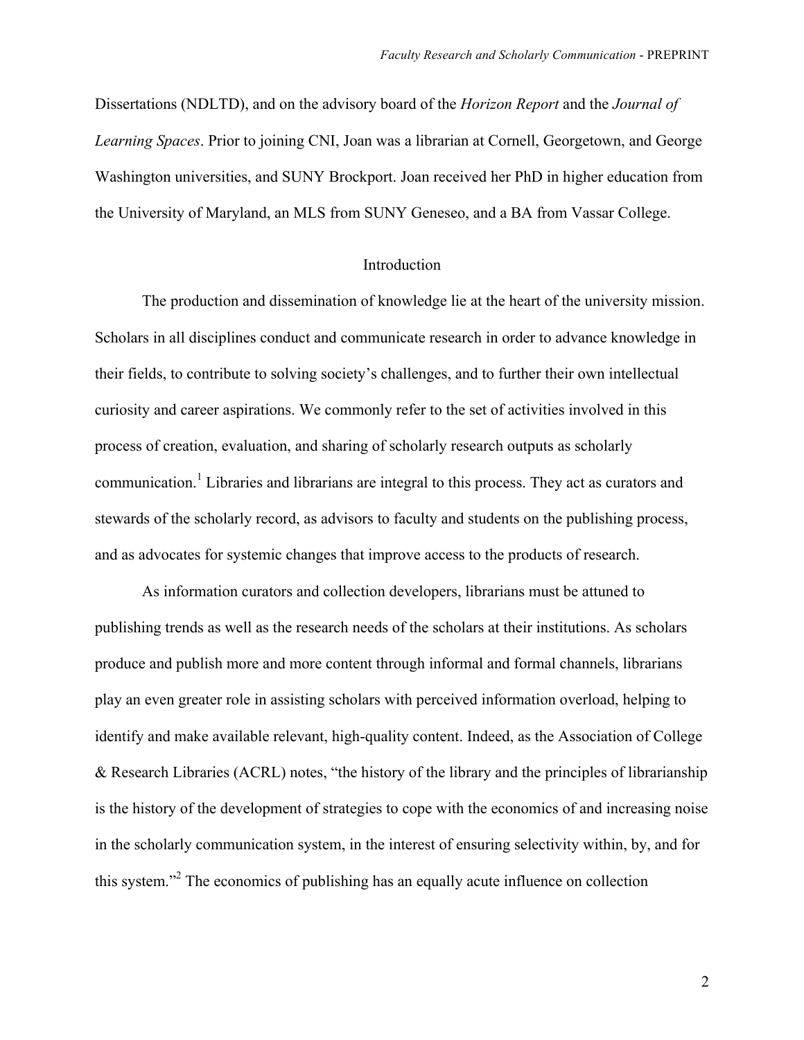Dissertations (NDLTD), and on the advisory board of the *Horizon Report* and the *Journal of Learning Spaces*. Prior to joining CNI, Joan was a librarian at Cornell, Georgetown, and George Washington universities, and SUNY Brockport. Joan received her PhD in higher education from the University of Maryland, an MLS from SUNY Geneseo, and a BA from Vassar College.

## Introduction

The production and dissemination of knowledge lie at the heart of the university mission. Scholars in all disciplines conduct and communicate research in order to advance knowledge in their fields, to contribute to solving society's challenges, and to further their own intellectual curiosity and career aspirations. We commonly refer to the set of activities involved in this process of creation, evaluation, and sharing of scholarly research outputs as scholarly communication.[1] Libraries and librarians are integral to this process. They act as curators and stewards of the scholarly record, as advisors to faculty and students on the publishing process, and as advocates for systemic changes that improve access to the products of research.

As information curators and collection developers, librarians must be attuned to publishing trends as well as the research needs of the scholars at their institutions. As scholars produce and publish more and more content through informal and formal channels, librarians play an even greater role in assisting scholars with perceived information overload, helping to identify and make available relevant, high-quality content. Indeed, as the Association of College & Research Libraries (ACRL) notes, "the history of the library and the principles of librarianship is the history of the development of strategies to cope with the economics of and increasing noise in the scholarly communication system, in the interest of ensuring selectivity within, by, and for this system."[2] The economics of publishing has an equally acute influence on collection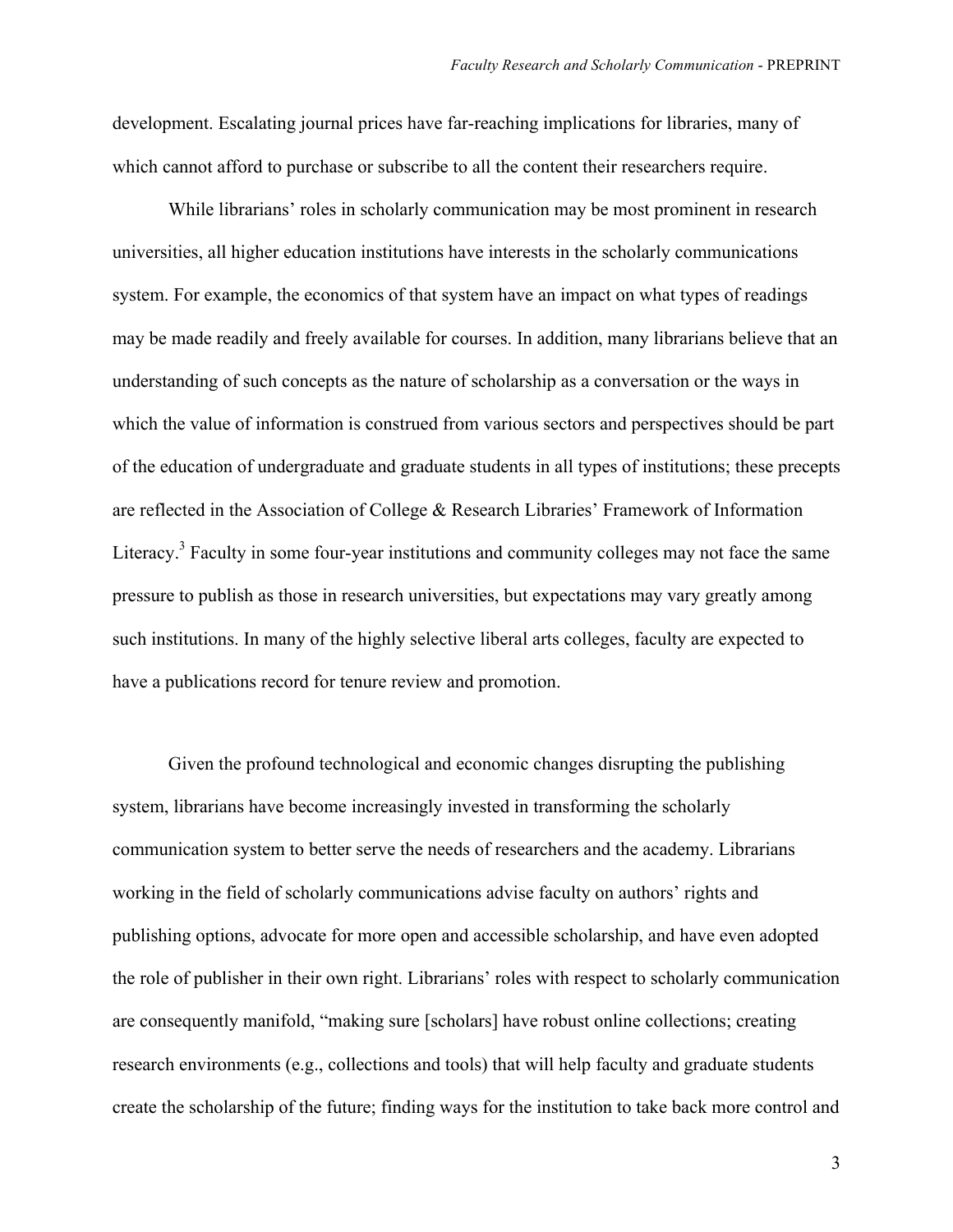development. Escalating journal prices have far-reaching implications for libraries, many of which cannot afford to purchase or subscribe to all the content their researchers require.

While librarians' roles in scholarly communication may be most prominent in research universities, all higher education institutions have interests in the scholarly communications system. For example, the economics of that system have an impact on what types of readings may be made readily and freely available for courses. In addition, many librarians believe that an understanding of such concepts as the nature of scholarship as a conversation or the ways in which the value of information is construed from various sectors and perspectives should be part of the education of undergraduate and graduate students in all types of institutions; these precepts are reflected in the Association of College & Research Libraries' Framework of Information Literacy.[3] Faculty in some four-year institutions and community colleges may not face the same pressure to publish as those in research universities, but expectations may vary greatly among such institutions. In many of the highly selective liberal arts colleges, faculty are expected to have a publications record for tenure review and promotion.

Given the profound technological and economic changes disrupting the publishing system, librarians have become increasingly invested in transforming the scholarly communication system to better serve the needs of researchers and the academy. Librarians working in the field of scholarly communications advise faculty on authors' rights and publishing options, advocate for more open and accessible scholarship, and have even adopted the role of publisher in their own right. Librarians' roles with respect to scholarly communication are consequently manifold, "making sure [scholars] have robust online collections; creating research environments (e.g., collections and tools) that will help faculty and graduate students create the scholarship of the future; finding ways for the institution to take back more control and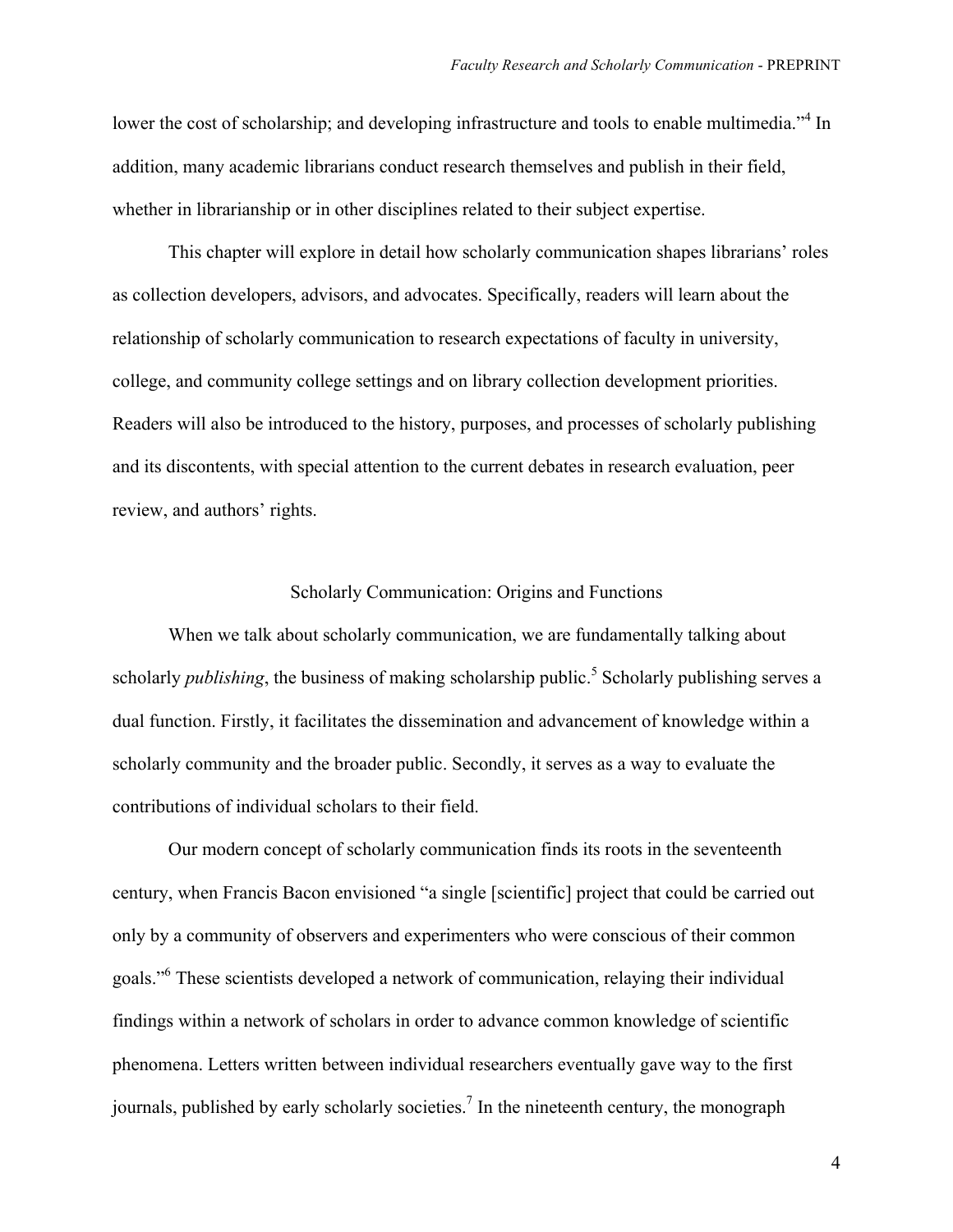lower the cost of scholarship; and developing infrastructure and tools to enable multimedia."[4] In addition, many academic librarians conduct research themselves and publish in their field, whether in librarianship or in other disciplines related to their subject expertise.

This chapter will explore in detail how scholarly communication shapes librarians' roles as collection developers, advisors, and advocates. Specifically, readers will learn about the relationship of scholarly communication to research expectations of faculty in university, college, and community college settings and on library collection development priorities. Readers will also be introduced to the history, purposes, and processes of scholarly publishing and its discontents, with special attention to the current debates in research evaluation, peer review, and authors' rights.

## Scholarly Communication: Origins and Functions

When we talk about scholarly communication, we are fundamentally talking about scholarly *publishing*, the business of making scholarship public.[5] Scholarly publishing serves a dual function. Firstly, it facilitates the dissemination and advancement of knowledge within a scholarly community and the broader public. Secondly, it serves as a way to evaluate the contributions of individual scholars to their field.

Our modern concept of scholarly communication finds its roots in the seventeenth century, when Francis Bacon envisioned "a single [scientific] project that could be carried out only by a community of observers and experimenters who were conscious of their common goals."[6] These scientists developed a network of communication, relaying their individual findings within a network of scholars in order to advance common knowledge of scientific phenomena. Letters written between individual researchers eventually gave way to the first journals, published by early scholarly societies.[7] In the nineteenth century, the monograph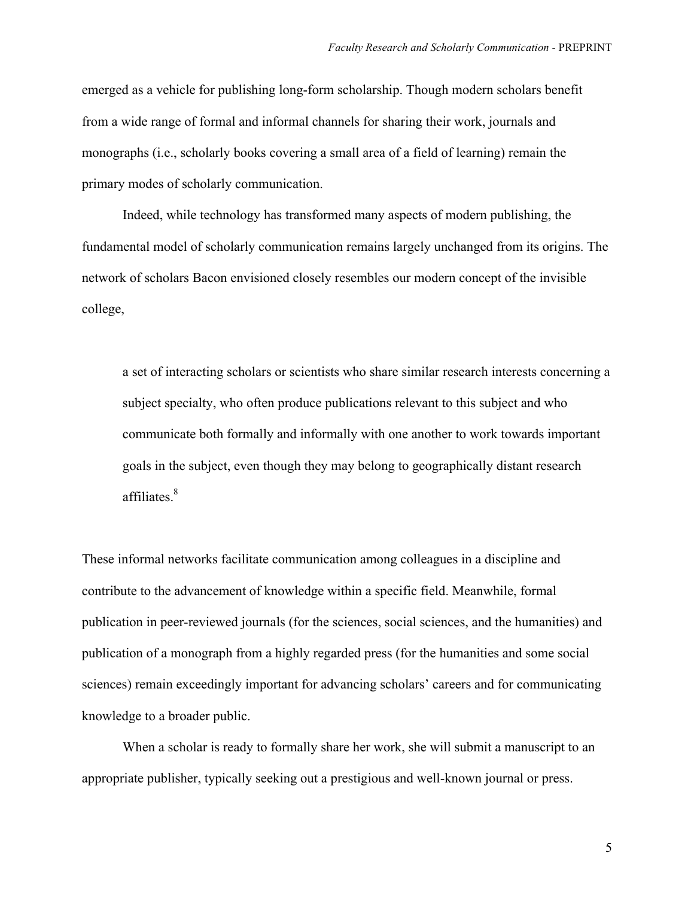emerged as a vehicle for publishing long-form scholarship. Though modern scholars benefit from a wide range of formal and informal channels for sharing their work, journals and monographs (i.e., scholarly books covering a small area of a field of learning) remain the primary modes of scholarly communication.

Indeed, while technology has transformed many aspects of modern publishing, the fundamental model of scholarly communication remains largely unchanged from its origins. The network of scholars Bacon envisioned closely resembles our modern concept of the invisible college,

> a set of interacting scholars or scientists who share similar research interests concerning a subject specialty, who often produce publications relevant to this subject and who communicate both formally and informally with one another to work towards important goals in the subject, even though they may belong to geographically distant research affiliates.[8]

These informal networks facilitate communication among colleagues in a discipline and contribute to the advancement of knowledge within a specific field. Meanwhile, formal publication in peer-reviewed journals (for the sciences, social sciences, and the humanities) and publication of a monograph from a highly regarded press (for the humanities and some social sciences) remain exceedingly important for advancing scholars' careers and for communicating knowledge to a broader public.

When a scholar is ready to formally share her work, she will submit a manuscript to an appropriate publisher, typically seeking out a prestigious and well-known journal or press.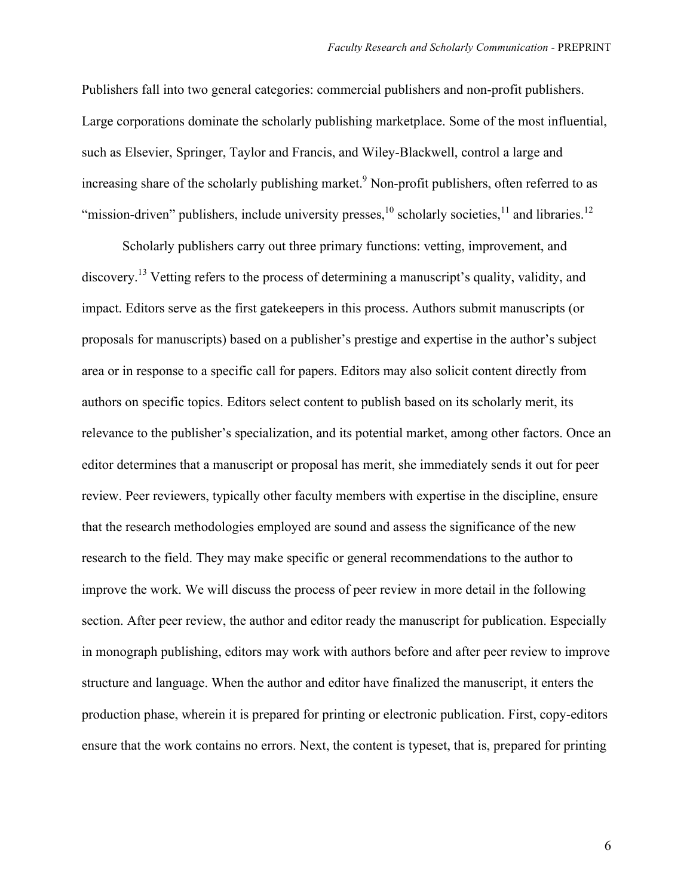Publishers fall into two general categories: commercial publishers and non-profit publishers. Large corporations dominate the scholarly publishing marketplace. Some of the most influential, such as Elsevier, Springer, Taylor and Francis, and Wiley-Blackwell, control a large and increasing share of the scholarly publishing market.[9] Non-profit publishers, often referred to as "mission-driven" publishers, include university presses,[10] scholarly societies,[11] and libraries.[12]

Scholarly publishers carry out three primary functions: vetting, improvement, and discovery.[13] Vetting refers to the process of determining a manuscript's quality, validity, and impact. Editors serve as the first gatekeepers in this process. Authors submit manuscripts (or proposals for manuscripts) based on a publisher's prestige and expertise in the author's subject area or in response to a specific call for papers. Editors may also solicit content directly from authors on specific topics. Editors select content to publish based on its scholarly merit, its relevance to the publisher's specialization, and its potential market, among other factors. Once an editor determines that a manuscript or proposal has merit, she immediately sends it out for peer review. Peer reviewers, typically other faculty members with expertise in the discipline, ensure that the research methodologies employed are sound and assess the significance of the new research to the field. They may make specific or general recommendations to the author to improve the work. We will discuss the process of peer review in more detail in the following section. After peer review, the author and editor ready the manuscript for publication. Especially in monograph publishing, editors may work with authors before and after peer review to improve structure and language. When the author and editor have finalized the manuscript, it enters the production phase, wherein it is prepared for printing or electronic publication. First, copy-editors ensure that the work contains no errors. Next, the content is typeset, that is, prepared for printing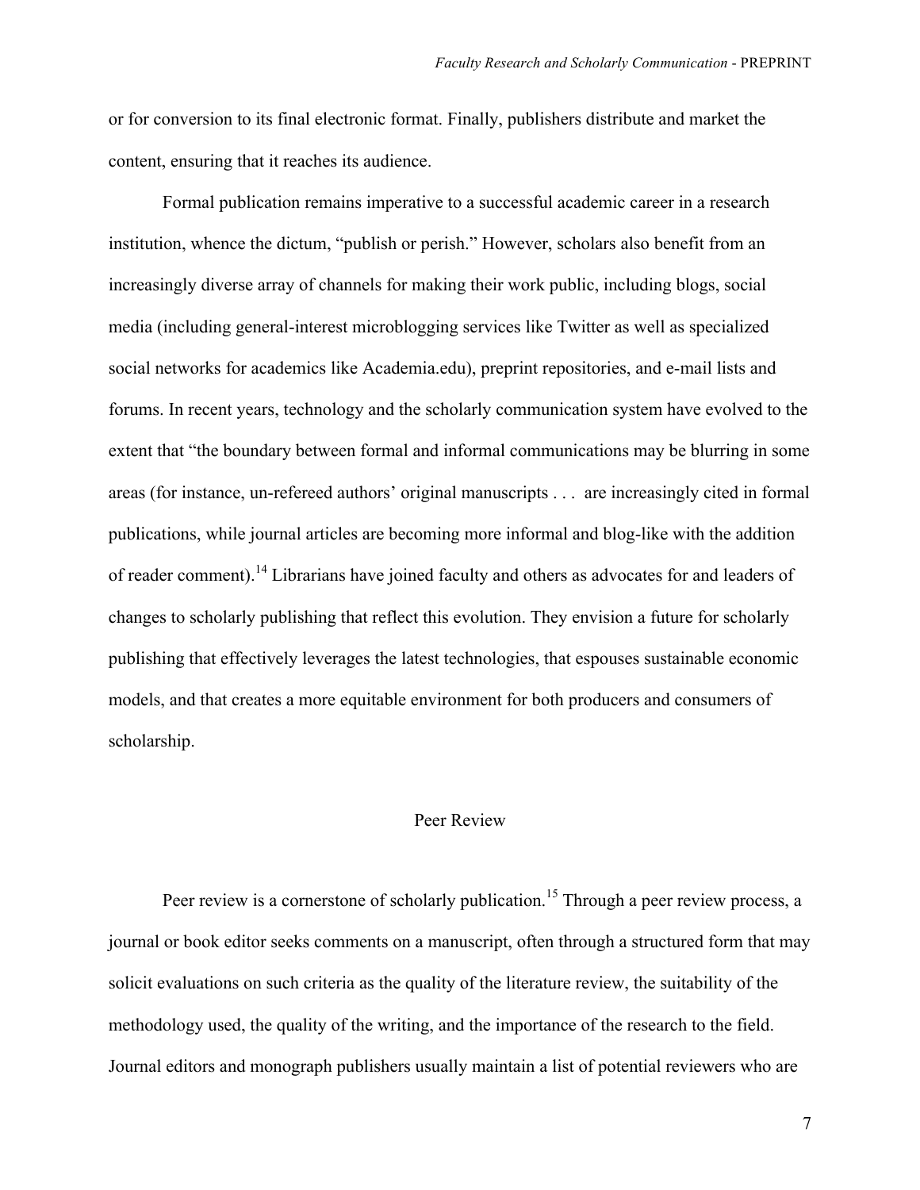or for conversion to its final electronic format. Finally, publishers distribute and market the content, ensuring that it reaches its audience.

Formal publication remains imperative to a successful academic career in a research institution, whence the dictum, "publish or perish." However, scholars also benefit from an increasingly diverse array of channels for making their work public, including blogs, social media (including general-interest microblogging services like Twitter as well as specialized social networks for academics like Academia.edu), preprint repositories, and e-mail lists and forums. In recent years, technology and the scholarly communication system have evolved to the extent that "the boundary between formal and informal communications may be blurring in some areas (for instance, un-refereed authors' original manuscripts . . . are increasingly cited in formal publications, while journal articles are becoming more informal and blog-like with the addition of reader comment).[14] Librarians have joined faculty and others as advocates for and leaders of changes to scholarly publishing that reflect this evolution. They envision a future for scholarly publishing that effectively leverages the latest technologies, that espouses sustainable economic models, and that creates a more equitable environment for both producers and consumers of scholarship.

## Peer Review

Peer review is a cornerstone of scholarly publication.[15] Through a peer review process, a journal or book editor seeks comments on a manuscript, often through a structured form that may solicit evaluations on such criteria as the quality of the literature review, the suitability of the methodology used, the quality of the writing, and the importance of the research to the field. Journal editors and monograph publishers usually maintain a list of potential reviewers who are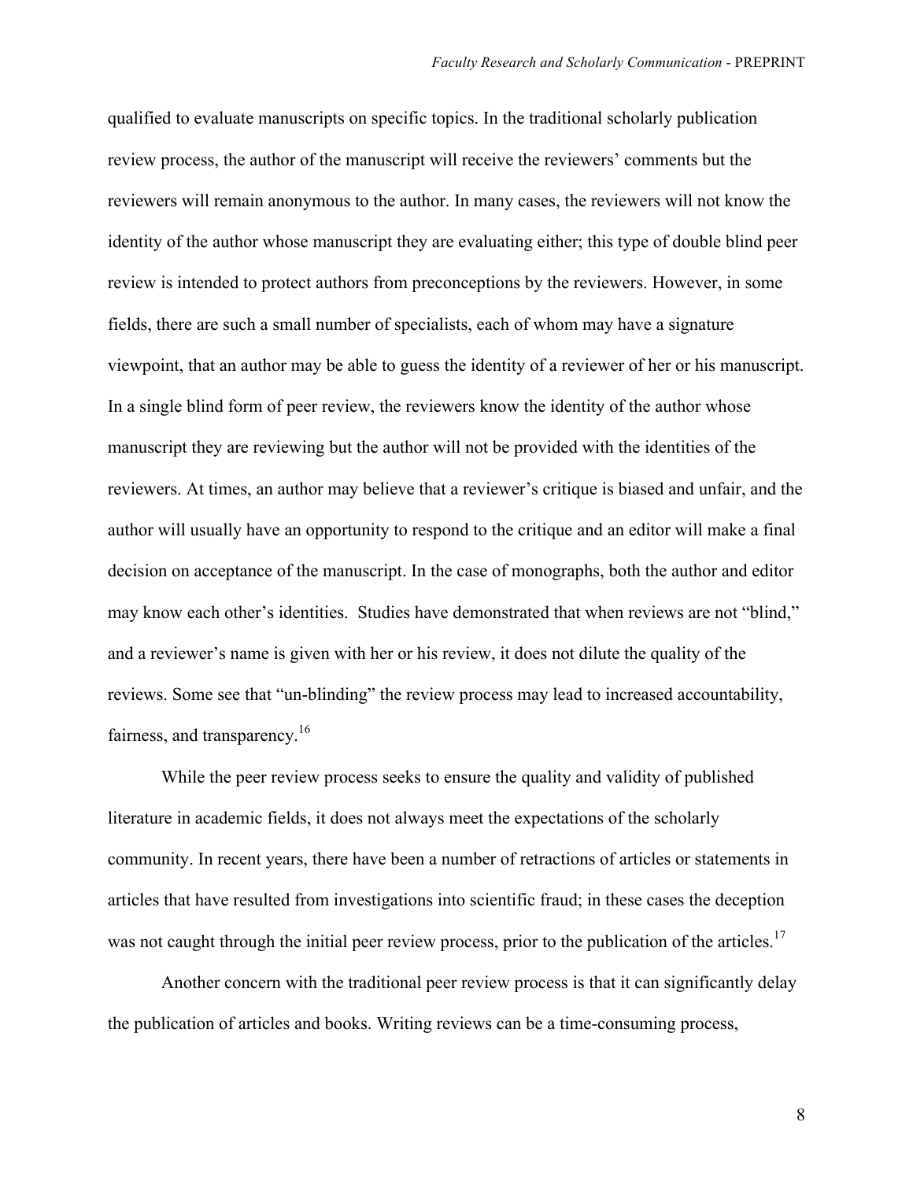qualified to evaluate manuscripts on specific topics. In the traditional scholarly publication review process, the author of the manuscript will receive the reviewers' comments but the reviewers will remain anonymous to the author. In many cases, the reviewers will not know the identity of the author whose manuscript they are evaluating either; this type of double blind peer review is intended to protect authors from preconceptions by the reviewers. However, in some fields, there are such a small number of specialists, each of whom may have a signature viewpoint, that an author may be able to guess the identity of a reviewer of her or his manuscript. In a single blind form of peer review, the reviewers know the identity of the author whose manuscript they are reviewing but the author will not be provided with the identities of the reviewers. At times, an author may believe that a reviewer's critique is biased and unfair, and the author will usually have an opportunity to respond to the critique and an editor will make a final decision on acceptance of the manuscript. In the case of monographs, both the author and editor may know each other's identities. Studies have demonstrated that when reviews are not "blind," and a reviewer's name is given with her or his review, it does not dilute the quality of the reviews. Some see that "un-blinding" the review process may lead to increased accountability, fairness, and transparency.[16]

While the peer review process seeks to ensure the quality and validity of published literature in academic fields, it does not always meet the expectations of the scholarly community. In recent years, there have been a number of retractions of articles or statements in articles that have resulted from investigations into scientific fraud; in these cases the deception was not caught through the initial peer review process, prior to the publication of the articles.[17]

Another concern with the traditional peer review process is that it can significantly delay the publication of articles and books. Writing reviews can be a time-consuming process,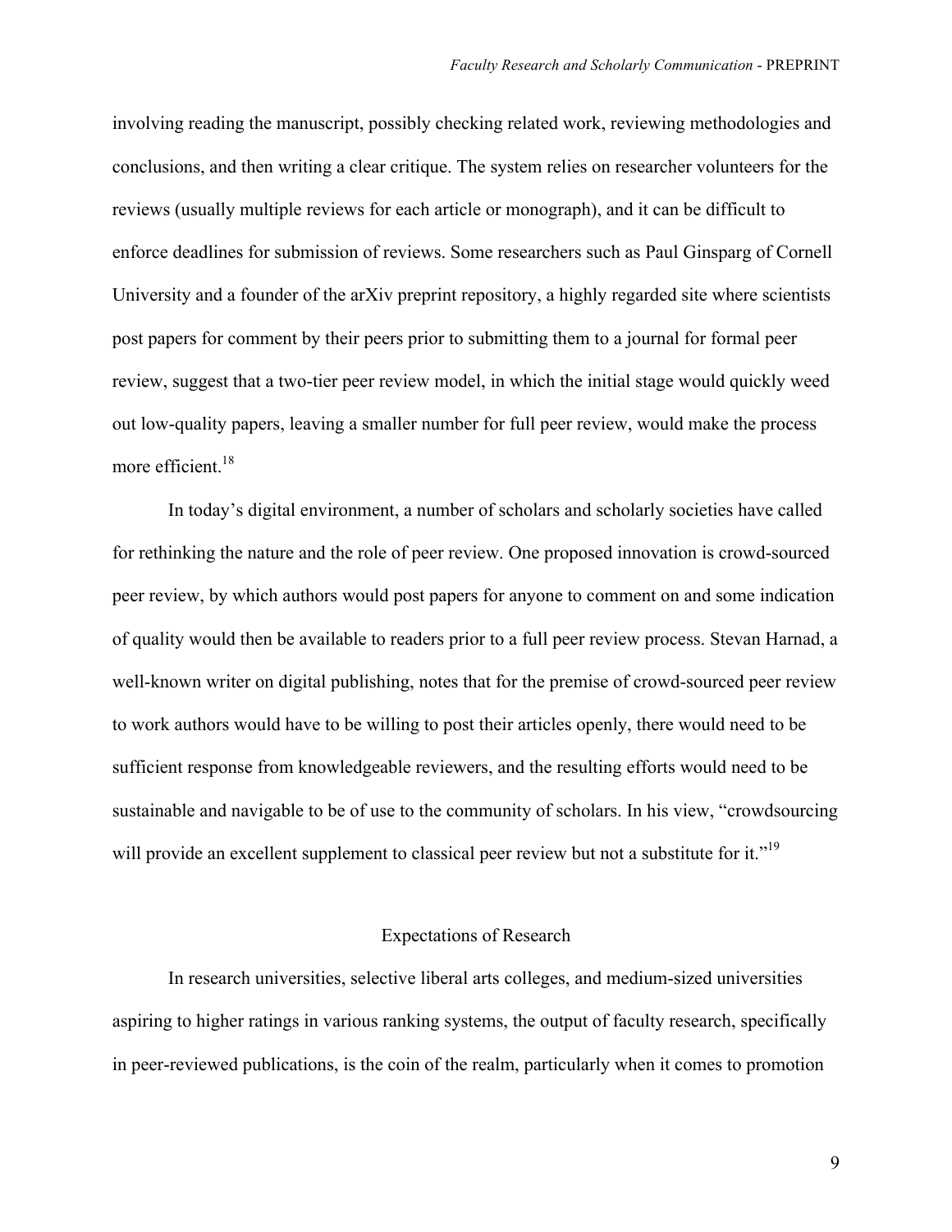involving reading the manuscript, possibly checking related work, reviewing methodologies and conclusions, and then writing a clear critique. The system relies on researcher volunteers for the reviews (usually multiple reviews for each article or monograph), and it can be difficult to enforce deadlines for submission of reviews. Some researchers such as Paul Ginsparg of Cornell University and a founder of the arXiv preprint repository, a highly regarded site where scientists post papers for comment by their peers prior to submitting them to a journal for formal peer review, suggest that a two-tier peer review model, in which the initial stage would quickly weed out low-quality papers, leaving a smaller number for full peer review, would make the process more efficient.[18]

In today's digital environment, a number of scholars and scholarly societies have called for rethinking the nature and the role of peer review. One proposed innovation is crowd-sourced peer review, by which authors would post papers for anyone to comment on and some indication of quality would then be available to readers prior to a full peer review process. Stevan Harnad, a well-known writer on digital publishing, notes that for the premise of crowd-sourced peer review to work authors would have to be willing to post their articles openly, there would need to be sufficient response from knowledgeable reviewers, and the resulting efforts would need to be sustainable and navigable to be of use to the community of scholars. In his view, "crowdsourcing will provide an excellent supplement to classical peer review but not a substitute for it."[19]

## Expectations of Research

In research universities, selective liberal arts colleges, and medium-sized universities aspiring to higher ratings in various ranking systems, the output of faculty research, specifically in peer-reviewed publications, is the coin of the realm, particularly when it comes to promotion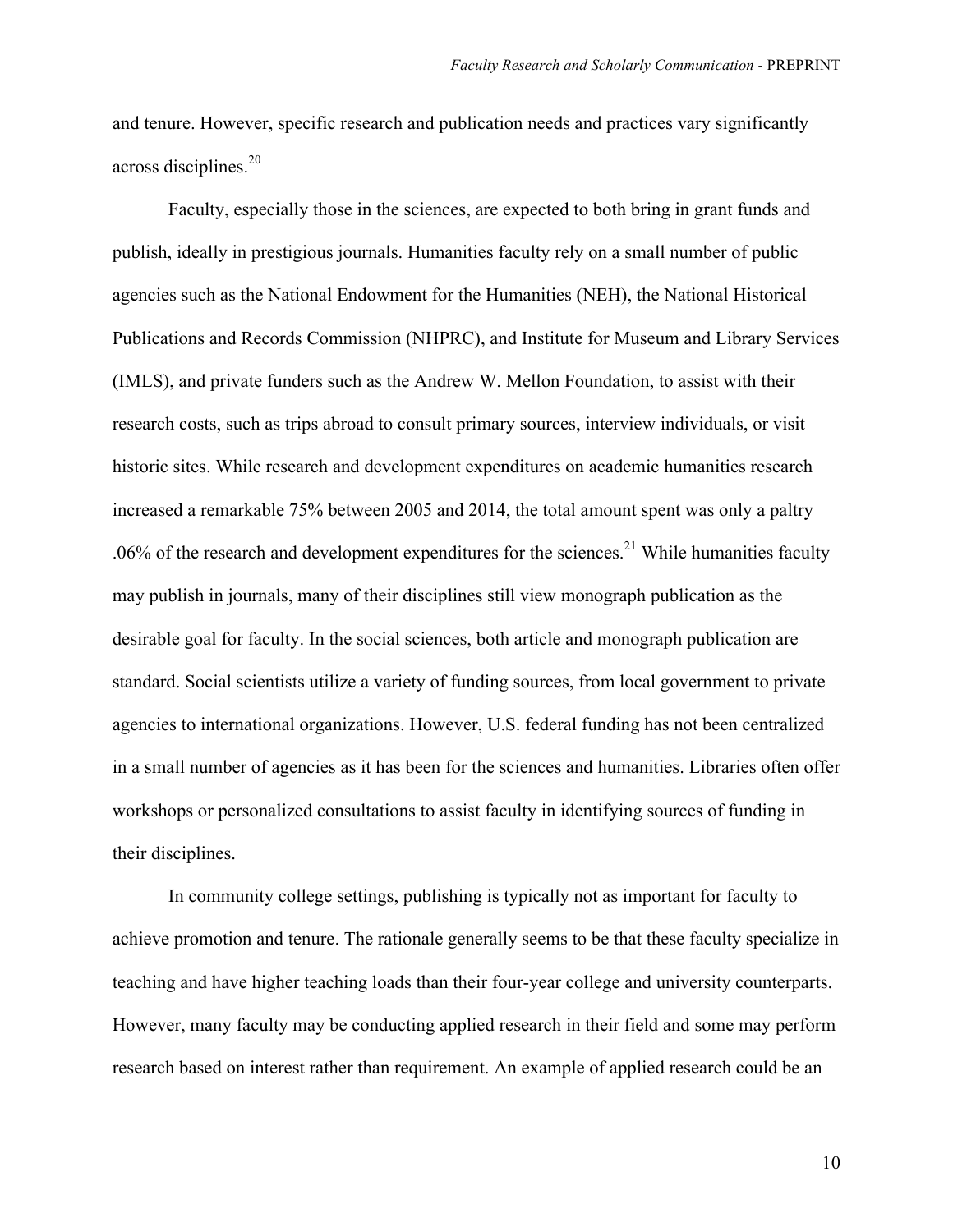and tenure. However, specific research and publication needs and practices vary significantly across disciplines.[20]

Faculty, especially those in the sciences, are expected to both bring in grant funds and publish, ideally in prestigious journals. Humanities faculty rely on a small number of public agencies such as the National Endowment for the Humanities (NEH), the National Historical Publications and Records Commission (NHPRC), and Institute for Museum and Library Services (IMLS), and private funders such as the Andrew W. Mellon Foundation, to assist with their research costs, such as trips abroad to consult primary sources, interview individuals, or visit historic sites. While research and development expenditures on academic humanities research increased a remarkable 75% between 2005 and 2014, the total amount spent was only a paltry .06% of the research and development expenditures for the sciences.[21] While humanities faculty may publish in journals, many of their disciplines still view monograph publication as the desirable goal for faculty. In the social sciences, both article and monograph publication are standard. Social scientists utilize a variety of funding sources, from local government to private agencies to international organizations. However, U.S. federal funding has not been centralized in a small number of agencies as it has been for the sciences and humanities. Libraries often offer workshops or personalized consultations to assist faculty in identifying sources of funding in their disciplines.

In community college settings, publishing is typically not as important for faculty to achieve promotion and tenure. The rationale generally seems to be that these faculty specialize in teaching and have higher teaching loads than their four-year college and university counterparts. However, many faculty may be conducting applied research in their field and some may perform research based on interest rather than requirement. An example of applied research could be an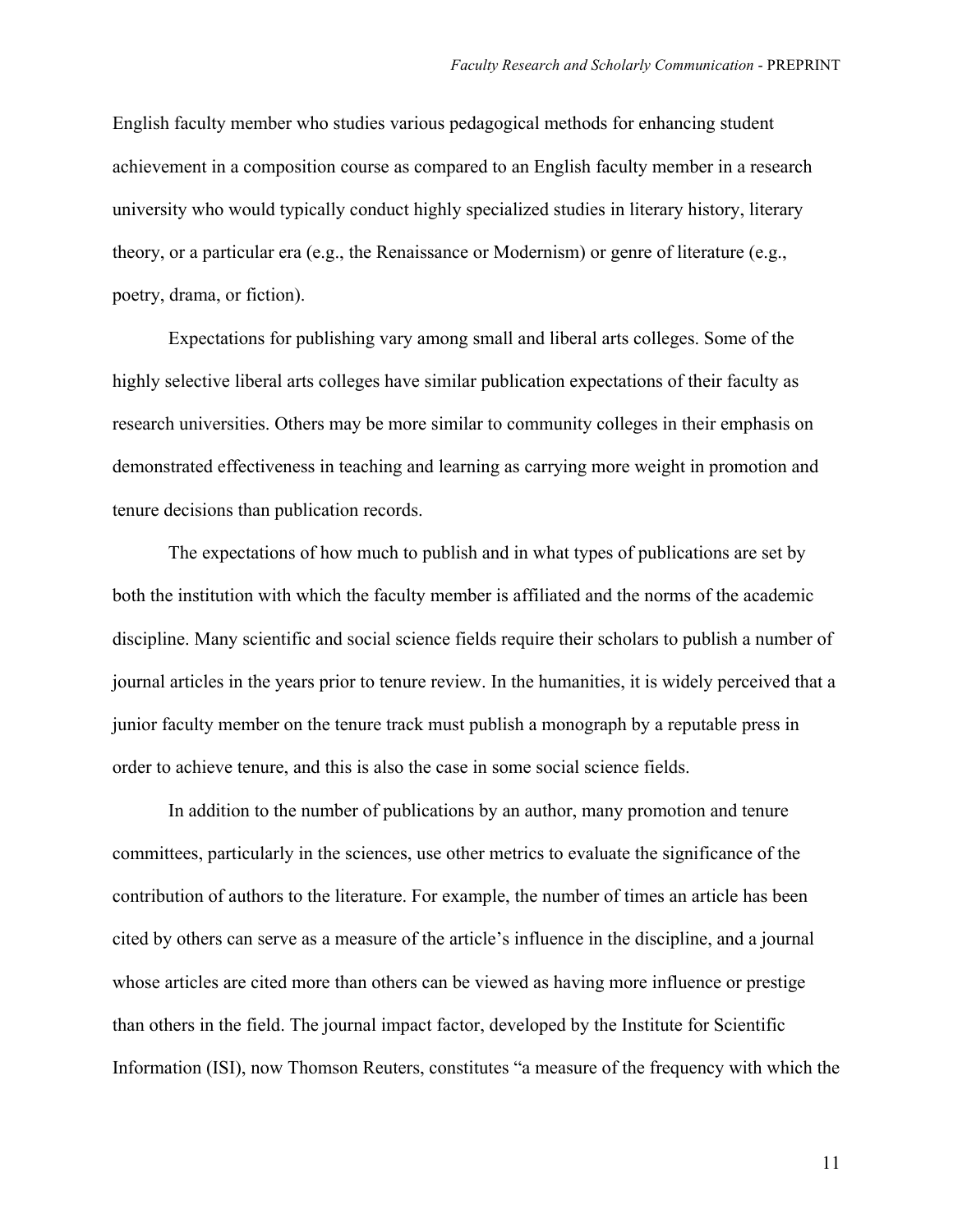English faculty member who studies various pedagogical methods for enhancing student achievement in a composition course as compared to an English faculty member in a research university who would typically conduct highly specialized studies in literary history, literary theory, or a particular era (e.g., the Renaissance or Modernism) or genre of literature (e.g., poetry, drama, or fiction).

Expectations for publishing vary among small and liberal arts colleges. Some of the highly selective liberal arts colleges have similar publication expectations of their faculty as research universities. Others may be more similar to community colleges in their emphasis on demonstrated effectiveness in teaching and learning as carrying more weight in promotion and tenure decisions than publication records.

The expectations of how much to publish and in what types of publications are set by both the institution with which the faculty member is affiliated and the norms of the academic discipline. Many scientific and social science fields require their scholars to publish a number of journal articles in the years prior to tenure review. In the humanities, it is widely perceived that a junior faculty member on the tenure track must publish a monograph by a reputable press in order to achieve tenure, and this is also the case in some social science fields.

In addition to the number of publications by an author, many promotion and tenure committees, particularly in the sciences, use other metrics to evaluate the significance of the contribution of authors to the literature. For example, the number of times an article has been cited by others can serve as a measure of the article's influence in the discipline, and a journal whose articles are cited more than others can be viewed as having more influence or prestige than others in the field. The journal impact factor, developed by the Institute for Scientific Information (ISI), now Thomson Reuters, constitutes "a measure of the frequency with which the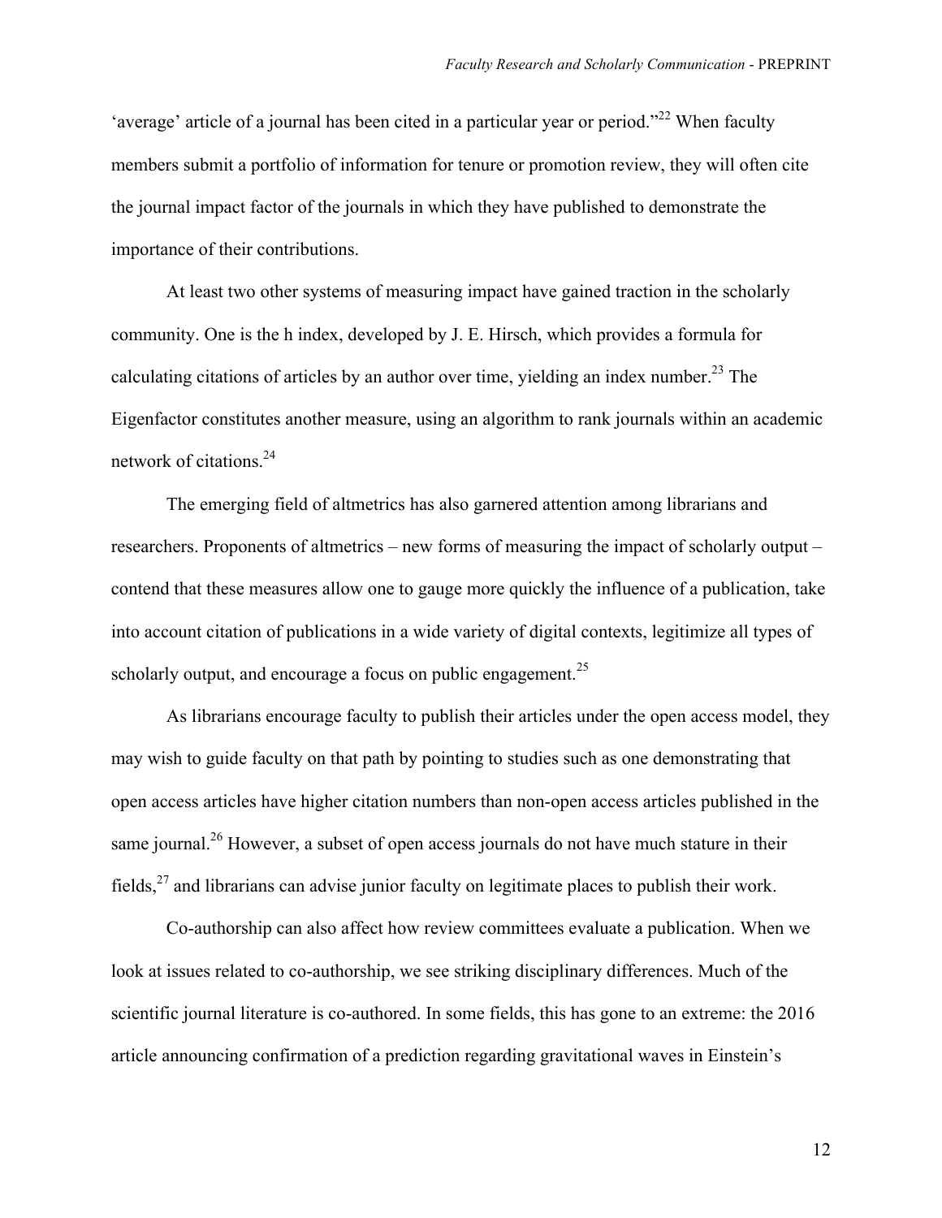'average' article of a journal has been cited in a particular year or period."[22] When faculty members submit a portfolio of information for tenure or promotion review, they will often cite the journal impact factor of the journals in which they have published to demonstrate the importance of their contributions.

At least two other systems of measuring impact have gained traction in the scholarly community. One is the h index, developed by J. E. Hirsch, which provides a formula for calculating citations of articles by an author over time, yielding an index number.[23] The Eigenfactor constitutes another measure, using an algorithm to rank journals within an academic network of citations.[24]

The emerging field of altmetrics has also garnered attention among librarians and researchers. Proponents of altmetrics – new forms of measuring the impact of scholarly output – contend that these measures allow one to gauge more quickly the influence of a publication, take into account citation of publications in a wide variety of digital contexts, legitimize all types of scholarly output, and encourage a focus on public engagement.[25]

As librarians encourage faculty to publish their articles under the open access model, they may wish to guide faculty on that path by pointing to studies such as one demonstrating that open access articles have higher citation numbers than non-open access articles published in the same journal.[26] However, a subset of open access journals do not have much stature in their fields,[27] and librarians can advise junior faculty on legitimate places to publish their work.

Co-authorship can also affect how review committees evaluate a publication. When we look at issues related to co-authorship, we see striking disciplinary differences. Much of the scientific journal literature is co-authored. In some fields, this has gone to an extreme: the 2016 article announcing confirmation of a prediction regarding gravitational waves in Einstein's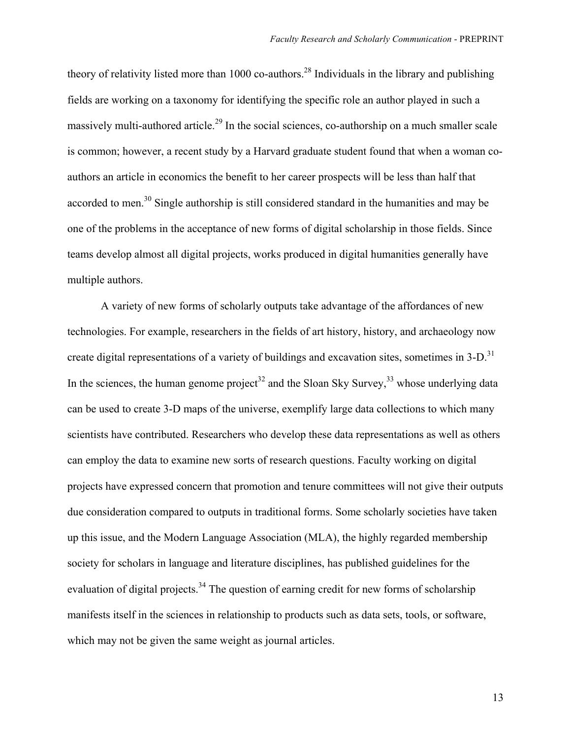theory of relativity listed more than 1000 co-authors.[28] Individuals in the library and publishing fields are working on a taxonomy for identifying the specific role an author played in such a massively multi-authored article.[29] In the social sciences, co-authorship on a much smaller scale is common; however, a recent study by a Harvard graduate student found that when a woman co-authors an article in economics the benefit to her career prospects will be less than half that accorded to men.[30] Single authorship is still considered standard in the humanities and may be one of the problems in the acceptance of new forms of digital scholarship in those fields. Since teams develop almost all digital projects, works produced in digital humanities generally have multiple authors.

A variety of new forms of scholarly outputs take advantage of the affordances of new technologies. For example, researchers in the fields of art history, history, and archaeology now create digital representations of a variety of buildings and excavation sites, sometimes in 3-D.[31] In the sciences, the human genome project[32] and the Sloan Sky Survey,[33] whose underlying data can be used to create 3-D maps of the universe, exemplify large data collections to which many scientists have contributed. Researchers who develop these data representations as well as others can employ the data to examine new sorts of research questions. Faculty working on digital projects have expressed concern that promotion and tenure committees will not give their outputs due consideration compared to outputs in traditional forms. Some scholarly societies have taken up this issue, and the Modern Language Association (MLA), the highly regarded membership society for scholars in language and literature disciplines, has published guidelines for the evaluation of digital projects.[34] The question of earning credit for new forms of scholarship manifests itself in the sciences in relationship to products such as data sets, tools, or software, which may not be given the same weight as journal articles.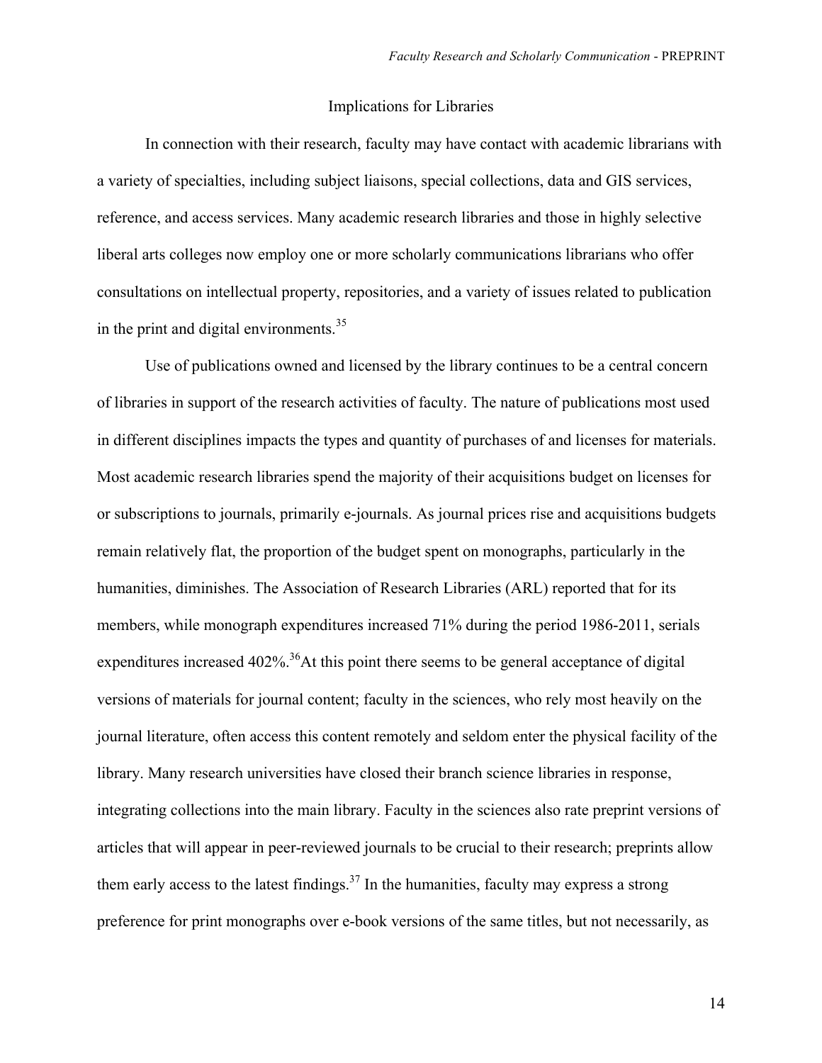## Implications for Libraries

In connection with their research, faculty may have contact with academic librarians with a variety of specialties, including subject liaisons, special collections, data and GIS services, reference, and access services. Many academic research libraries and those in highly selective liberal arts colleges now employ one or more scholarly communications librarians who offer consultations on intellectual property, repositories, and a variety of issues related to publication in the print and digital environments.[35]

Use of publications owned and licensed by the library continues to be a central concern of libraries in support of the research activities of faculty. The nature of publications most used in different disciplines impacts the types and quantity of purchases of and licenses for materials. Most academic research libraries spend the majority of their acquisitions budget on licenses for or subscriptions to journals, primarily e-journals. As journal prices rise and acquisitions budgets remain relatively flat, the proportion of the budget spent on monographs, particularly in the humanities, diminishes. The Association of Research Libraries (ARL) reported that for its members, while monograph expenditures increased 71% during the period 1986-2011, serials expenditures increased 402%.[36] At this point there seems to be general acceptance of digital versions of materials for journal content; faculty in the sciences, who rely most heavily on the journal literature, often access this content remotely and seldom enter the physical facility of the library. Many research universities have closed their branch science libraries in response, integrating collections into the main library. Faculty in the sciences also rate preprint versions of articles that will appear in peer-reviewed journals to be crucial to their research; preprints allow them early access to the latest findings.[37] In the humanities, faculty may express a strong preference for print monographs over e-book versions of the same titles, but not necessarily, as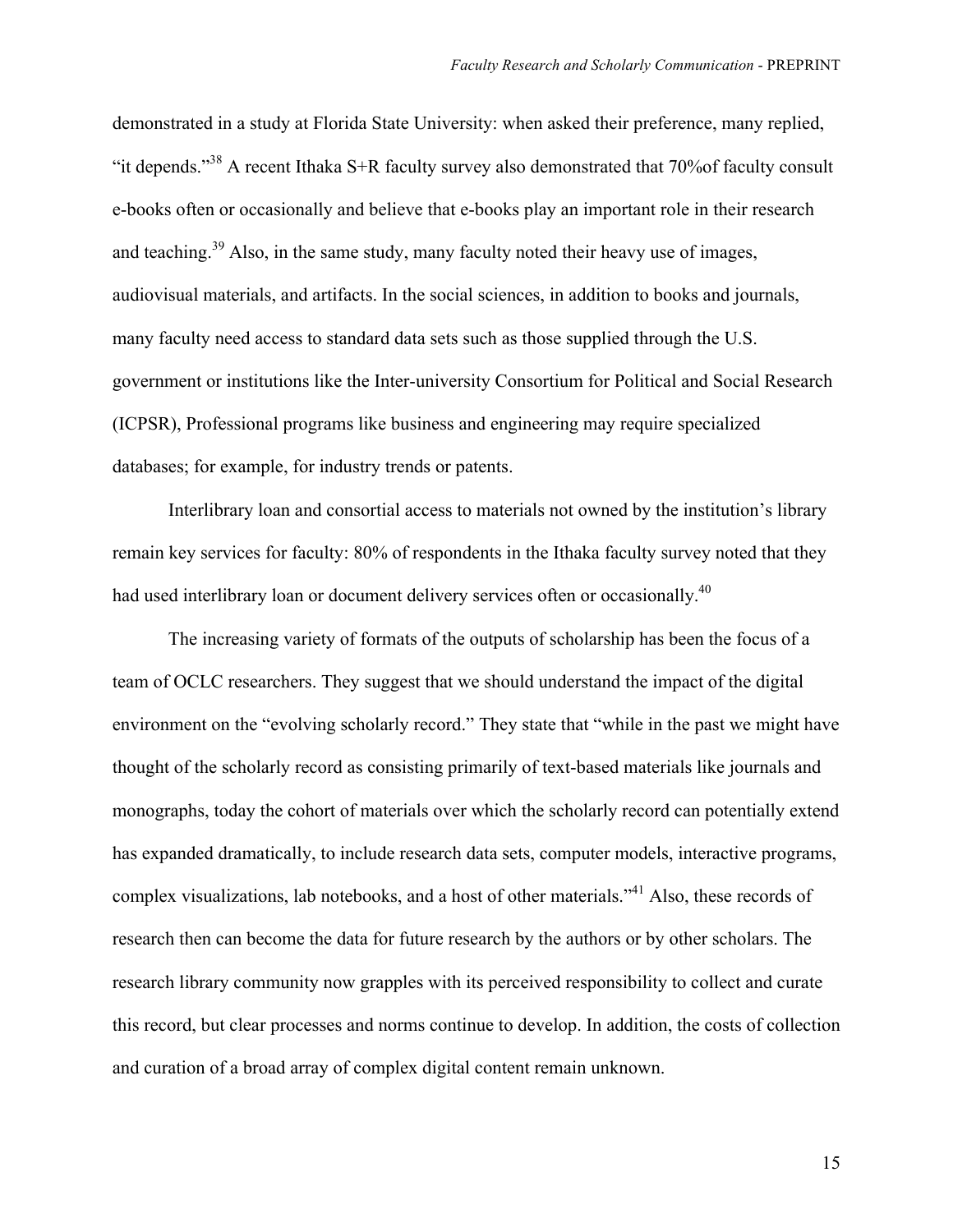demonstrated in a study at Florida State University: when asked their preference, many replied, "it depends."[38] A recent Ithaka S+R faculty survey also demonstrated that 70%of faculty consult e-books often or occasionally and believe that e-books play an important role in their research and teaching.[39] Also, in the same study, many faculty noted their heavy use of images, audiovisual materials, and artifacts. In the social sciences, in addition to books and journals, many faculty need access to standard data sets such as those supplied through the U.S. government or institutions like the Inter-university Consortium for Political and Social Research (ICPSR), Professional programs like business and engineering may require specialized databases; for example, for industry trends or patents.

Interlibrary loan and consortial access to materials not owned by the institution's library remain key services for faculty: 80% of respondents in the Ithaka faculty survey noted that they had used interlibrary loan or document delivery services often or occasionally.[40]

The increasing variety of formats of the outputs of scholarship has been the focus of a team of OCLC researchers. They suggest that we should understand the impact of the digital environment on the "evolving scholarly record." They state that "while in the past we might have thought of the scholarly record as consisting primarily of text-based materials like journals and monographs, today the cohort of materials over which the scholarly record can potentially extend has expanded dramatically, to include research data sets, computer models, interactive programs, complex visualizations, lab notebooks, and a host of other materials."[41] Also, these records of research then can become the data for future research by the authors or by other scholars. The research library community now grapples with its perceived responsibility to collect and curate this record, but clear processes and norms continue to develop. In addition, the costs of collection and curation of a broad array of complex digital content remain unknown.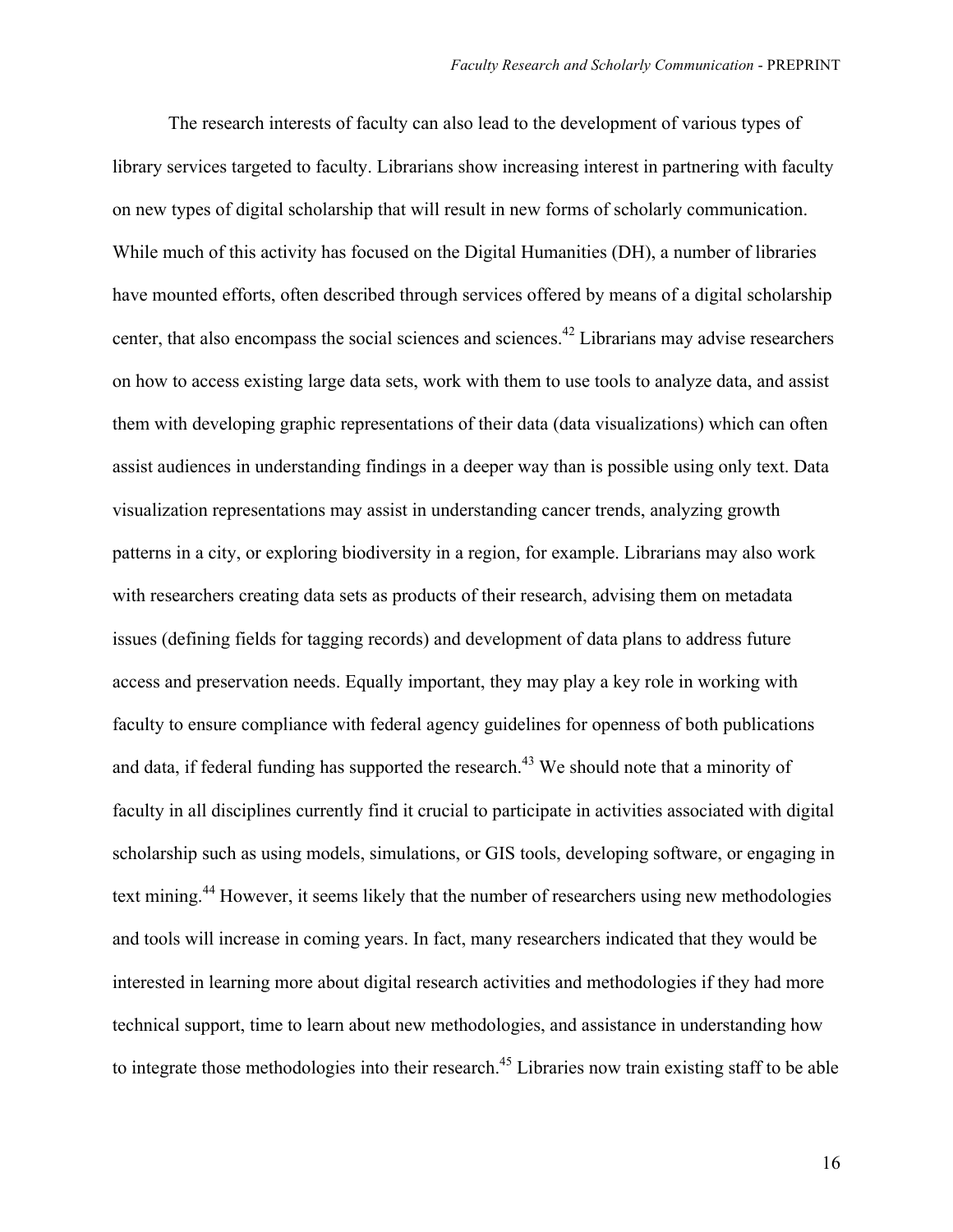The research interests of faculty can also lead to the development of various types of library services targeted to faculty. Librarians show increasing interest in partnering with faculty on new types of digital scholarship that will result in new forms of scholarly communication. While much of this activity has focused on the Digital Humanities (DH), a number of libraries have mounted efforts, often described through services offered by means of a digital scholarship center, that also encompass the social sciences and sciences.[42] Librarians may advise researchers on how to access existing large data sets, work with them to use tools to analyze data, and assist them with developing graphic representations of their data (data visualizations) which can often assist audiences in understanding findings in a deeper way than is possible using only text. Data visualization representations may assist in understanding cancer trends, analyzing growth patterns in a city, or exploring biodiversity in a region, for example. Librarians may also work with researchers creating data sets as products of their research, advising them on metadata issues (defining fields for tagging records) and development of data plans to address future access and preservation needs. Equally important, they may play a key role in working with faculty to ensure compliance with federal agency guidelines for openness of both publications and data, if federal funding has supported the research.[43] We should note that a minority of faculty in all disciplines currently find it crucial to participate in activities associated with digital scholarship such as using models, simulations, or GIS tools, developing software, or engaging in text mining.[44] However, it seems likely that the number of researchers using new methodologies and tools will increase in coming years. In fact, many researchers indicated that they would be interested in learning more about digital research activities and methodologies if they had more technical support, time to learn about new methodologies, and assistance in understanding how to integrate those methodologies into their research.[45] Libraries now train existing staff to be able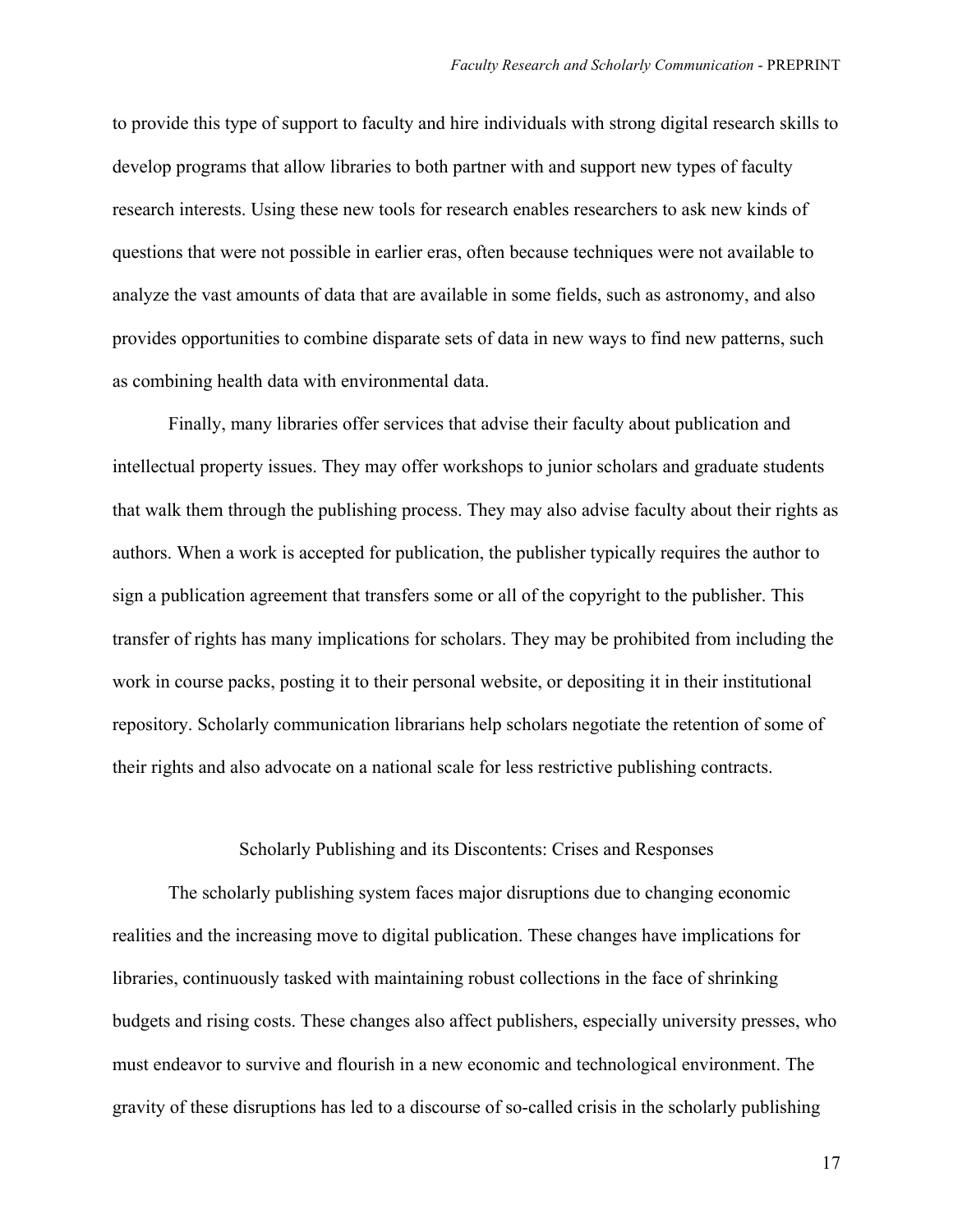to provide this type of support to faculty and hire individuals with strong digital research skills to develop programs that allow libraries to both partner with and support new types of faculty research interests. Using these new tools for research enables researchers to ask new kinds of questions that were not possible in earlier eras, often because techniques were not available to analyze the vast amounts of data that are available in some fields, such as astronomy, and also provides opportunities to combine disparate sets of data in new ways to find new patterns, such as combining health data with environmental data.

Finally, many libraries offer services that advise their faculty about publication and intellectual property issues. They may offer workshops to junior scholars and graduate students that walk them through the publishing process. They may also advise faculty about their rights as authors. When a work is accepted for publication, the publisher typically requires the author to sign a publication agreement that transfers some or all of the copyright to the publisher. This transfer of rights has many implications for scholars. They may be prohibited from including the work in course packs, posting it to their personal website, or depositing it in their institutional repository. Scholarly communication librarians help scholars negotiate the retention of some of their rights and also advocate on a national scale for less restrictive publishing contracts.

## Scholarly Publishing and its Discontents: Crises and Responses

The scholarly publishing system faces major disruptions due to changing economic realities and the increasing move to digital publication. These changes have implications for libraries, continuously tasked with maintaining robust collections in the face of shrinking budgets and rising costs. These changes also affect publishers, especially university presses, who must endeavor to survive and flourish in a new economic and technological environment. The gravity of these disruptions has led to a discourse of so-called crisis in the scholarly publishing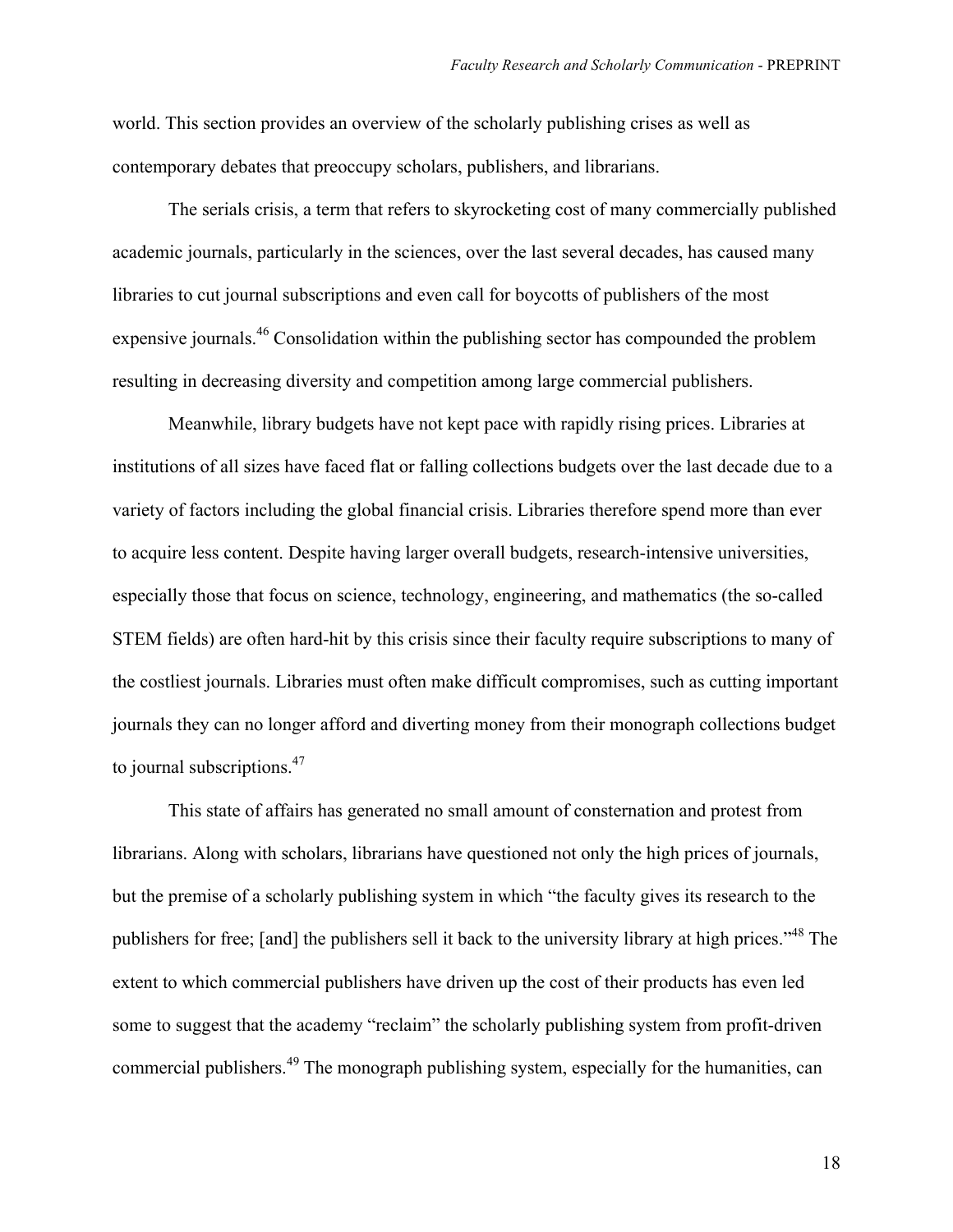world. This section provides an overview of the scholarly publishing crises as well as contemporary debates that preoccupy scholars, publishers, and librarians.

The serials crisis, a term that refers to skyrocketing cost of many commercially published academic journals, particularly in the sciences, over the last several decades, has caused many libraries to cut journal subscriptions and even call for boycotts of publishers of the most expensive journals.[46] Consolidation within the publishing sector has compounded the problem resulting in decreasing diversity and competition among large commercial publishers.

Meanwhile, library budgets have not kept pace with rapidly rising prices. Libraries at institutions of all sizes have faced flat or falling collections budgets over the last decade due to a variety of factors including the global financial crisis. Libraries therefore spend more than ever to acquire less content. Despite having larger overall budgets, research-intensive universities, especially those that focus on science, technology, engineering, and mathematics (the so-called STEM fields) are often hard-hit by this crisis since their faculty require subscriptions to many of the costliest journals. Libraries must often make difficult compromises, such as cutting important journals they can no longer afford and diverting money from their monograph collections budget to journal subscriptions.[47]

This state of affairs has generated no small amount of consternation and protest from librarians. Along with scholars, librarians have questioned not only the high prices of journals, but the premise of a scholarly publishing system in which "the faculty gives its research to the publishers for free; [and] the publishers sell it back to the university library at high prices."[48] The extent to which commercial publishers have driven up the cost of their products has even led some to suggest that the academy "reclaim" the scholarly publishing system from profit-driven commercial publishers.[49] The monograph publishing system, especially for the humanities, can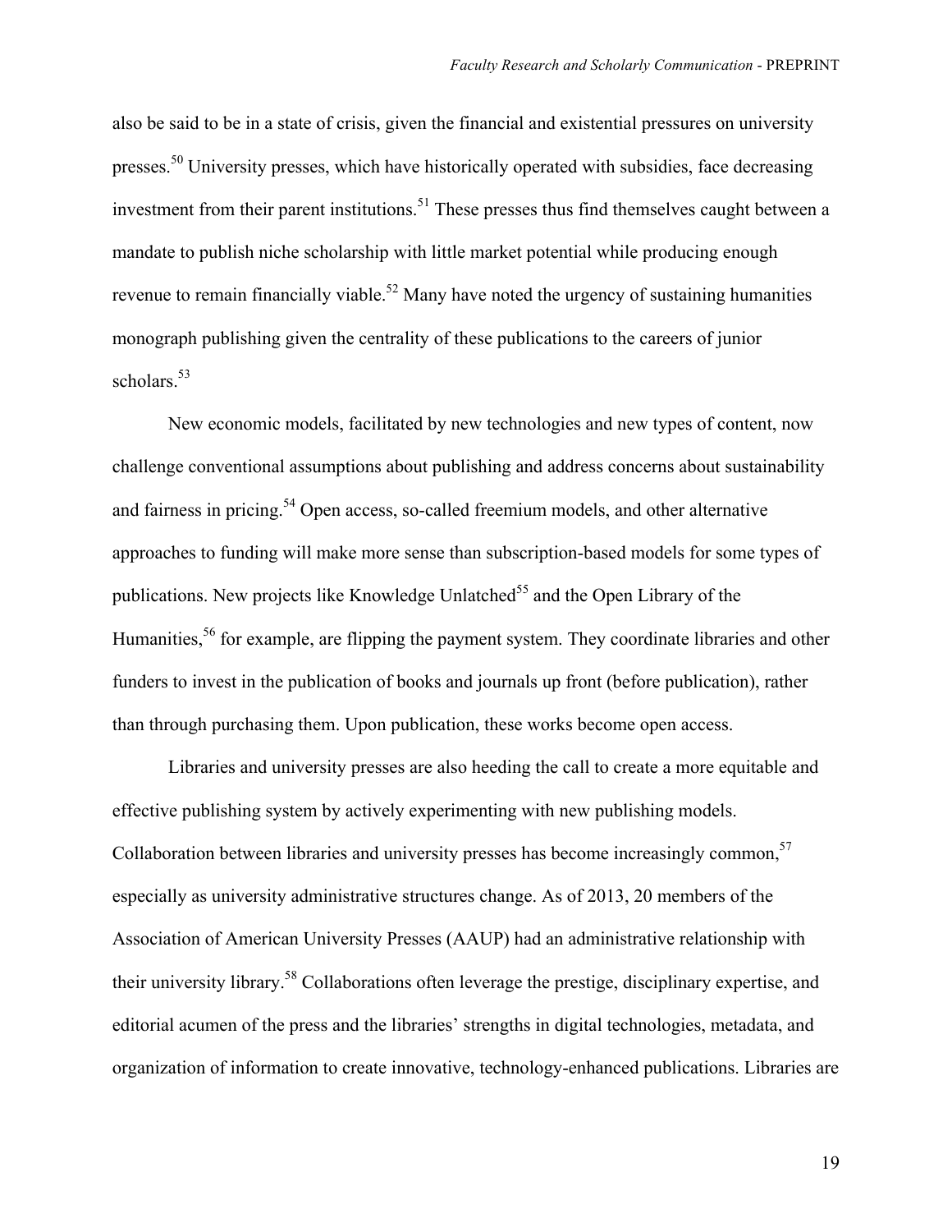also be said to be in a state of crisis, given the financial and existential pressures on university presses.[50] University presses, which have historically operated with subsidies, face decreasing investment from their parent institutions.[51] These presses thus find themselves caught between a mandate to publish niche scholarship with little market potential while producing enough revenue to remain financially viable.[52] Many have noted the urgency of sustaining humanities monograph publishing given the centrality of these publications to the careers of junior scholars.[53]

New economic models, facilitated by new technologies and new types of content, now challenge conventional assumptions about publishing and address concerns about sustainability and fairness in pricing.[54] Open access, so-called freemium models, and other alternative approaches to funding will make more sense than subscription-based models for some types of publications. New projects like Knowledge Unlatched[55] and the Open Library of the Humanities,[56] for example, are flipping the payment system. They coordinate libraries and other funders to invest in the publication of books and journals up front (before publication), rather than through purchasing them. Upon publication, these works become open access.

Libraries and university presses are also heeding the call to create a more equitable and effective publishing system by actively experimenting with new publishing models. Collaboration between libraries and university presses has become increasingly common,[57] especially as university administrative structures change. As of 2013, 20 members of the Association of American University Presses (AAUP) had an administrative relationship with their university library.[58] Collaborations often leverage the prestige, disciplinary expertise, and editorial acumen of the press and the libraries' strengths in digital technologies, metadata, and organization of information to create innovative, technology-enhanced publications. Libraries are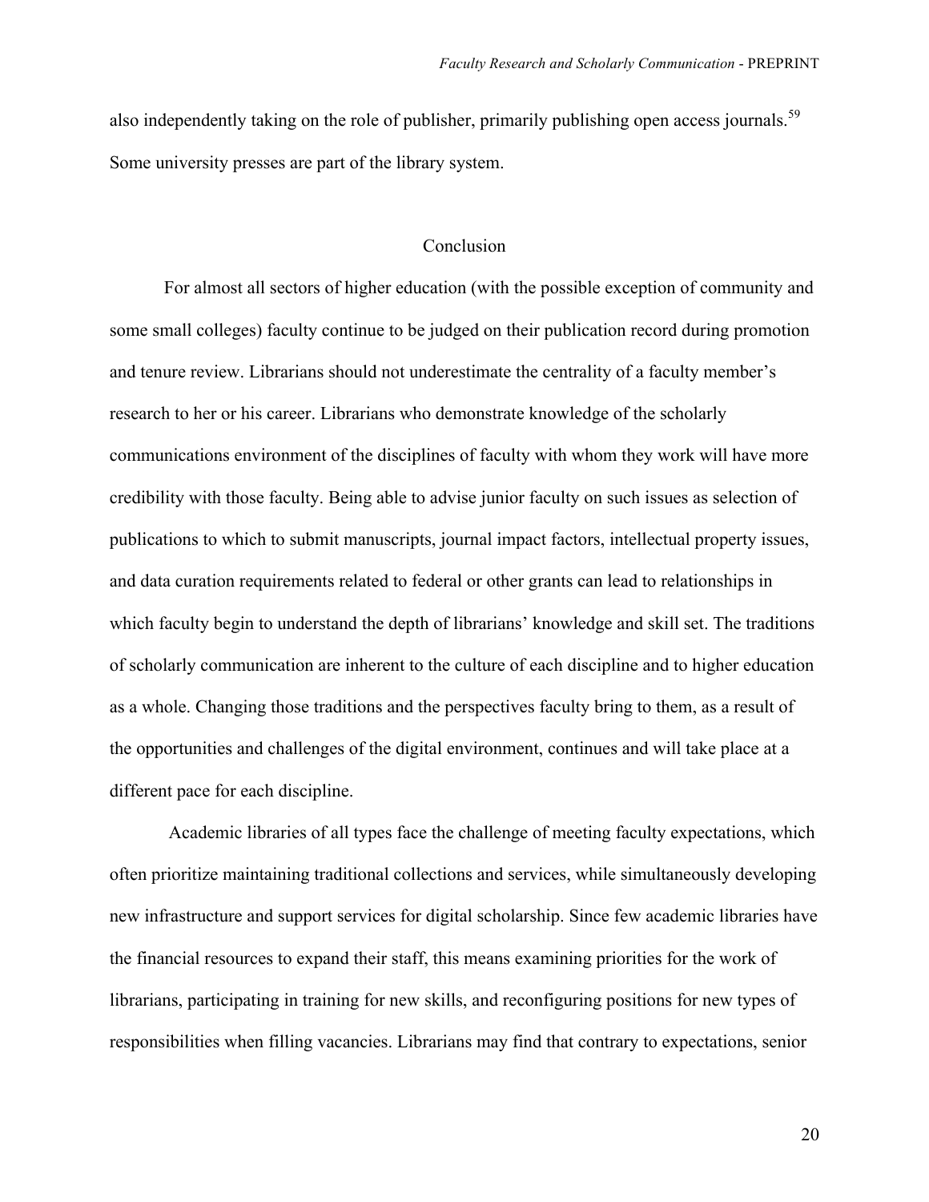also independently taking on the role of publisher, primarily publishing open access journals.[59] Some university presses are part of the library system.

## Conclusion

For almost all sectors of higher education (with the possible exception of community and some small colleges) faculty continue to be judged on their publication record during promotion and tenure review. Librarians should not underestimate the centrality of a faculty member's research to her or his career. Librarians who demonstrate knowledge of the scholarly communications environment of the disciplines of faculty with whom they work will have more credibility with those faculty. Being able to advise junior faculty on such issues as selection of publications to which to submit manuscripts, journal impact factors, intellectual property issues, and data curation requirements related to federal or other grants can lead to relationships in which faculty begin to understand the depth of librarians' knowledge and skill set. The traditions of scholarly communication are inherent to the culture of each discipline and to higher education as a whole. Changing those traditions and the perspectives faculty bring to them, as a result of the opportunities and challenges of the digital environment, continues and will take place at a different pace for each discipline.

Academic libraries of all types face the challenge of meeting faculty expectations, which often prioritize maintaining traditional collections and services, while simultaneously developing new infrastructure and support services for digital scholarship. Since few academic libraries have the financial resources to expand their staff, this means examining priorities for the work of librarians, participating in training for new skills, and reconfiguring positions for new types of responsibilities when filling vacancies. Librarians may find that contrary to expectations, senior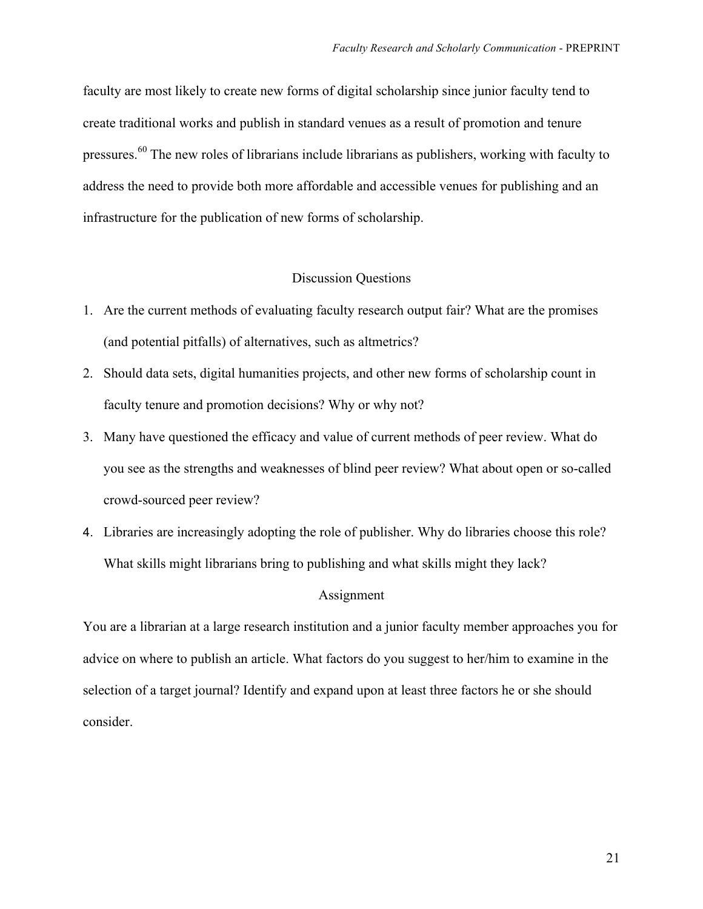faculty are most likely to create new forms of digital scholarship since junior faculty tend to create traditional works and publish in standard venues as a result of promotion and tenure pressures.[60] The new roles of librarians include librarians as publishers, working with faculty to address the need to provide both more affordable and accessible venues for publishing and an infrastructure for the publication of new forms of scholarship.

## Discussion Questions

1. Are the current methods of evaluating faculty research output fair? What are the promises (and potential pitfalls) of alternatives, such as altmetrics?
2. Should data sets, digital humanities projects, and other new forms of scholarship count in faculty tenure and promotion decisions? Why or why not?
3. Many have questioned the efficacy and value of current methods of peer review. What do you see as the strengths and weaknesses of blind peer review? What about open or so-called crowd-sourced peer review?
4. Libraries are increasingly adopting the role of publisher. Why do libraries choose this role? What skills might librarians bring to publishing and what skills might they lack?

## Assignment

You are a librarian at a large research institution and a junior faculty member approaches you for advice on where to publish an article. What factors do you suggest to her/him to examine in the selection of a target journal? Identify and expand upon at least three factors he or she should consider.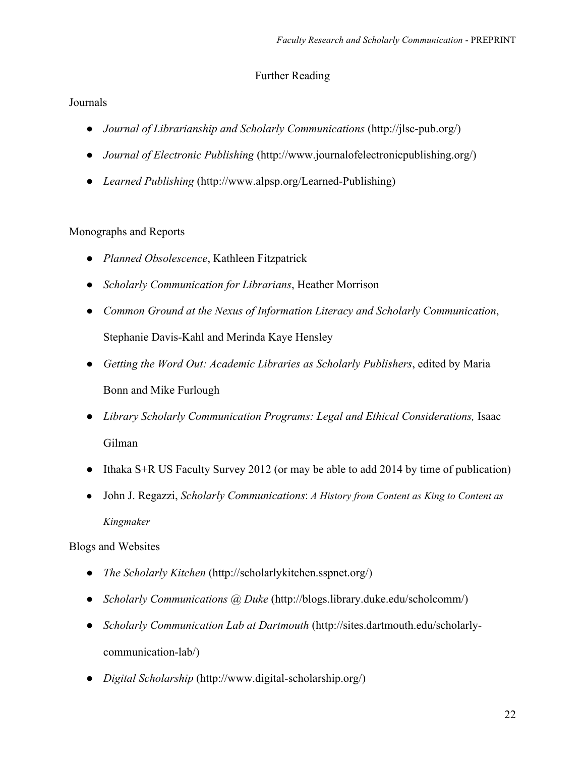## Further Reading

### Journals

- *Journal of Librarianship and Scholarly Communications* (http://jlsc-pub.org/)
- *Journal of Electronic Publishing* (http://www.journalofelectronicpublishing.org/)
- *Learned Publishing* (http://www.alpsp.org/Learned-Publishing)

### Monographs and Reports

- *Planned Obsolescence*, Kathleen Fitzpatrick
- *Scholarly Communication for Librarians*, Heather Morrison
- *Common Ground at the Nexus of Information Literacy and Scholarly Communication*, Stephanie Davis-Kahl and Merinda Kaye Hensley
- *Getting the Word Out: Academic Libraries as Scholarly Publishers*, edited by Maria Bonn and Mike Furlough
- *Library Scholarly Communication Programs: Legal and Ethical Considerations,* Isaac Gilman
- Ithaka S+R US Faculty Survey 2012 (or may be able to add 2014 by time of publication)
- John J. Regazzi, *Scholarly Communications*: *A History from Content as King to Content as Kingmaker*

### Blogs and Websites

- *The Scholarly Kitchen* (http://scholarlykitchen.sspnet.org/)
- *Scholarly Communications @ Duke* (http://blogs.library.duke.edu/scholcomm/)
- *Scholarly Communication Lab at Dartmouth* (http://sites.dartmouth.edu/scholarly-communication-lab/)
- *Digital Scholarship* (http://www.digital-scholarship.org/)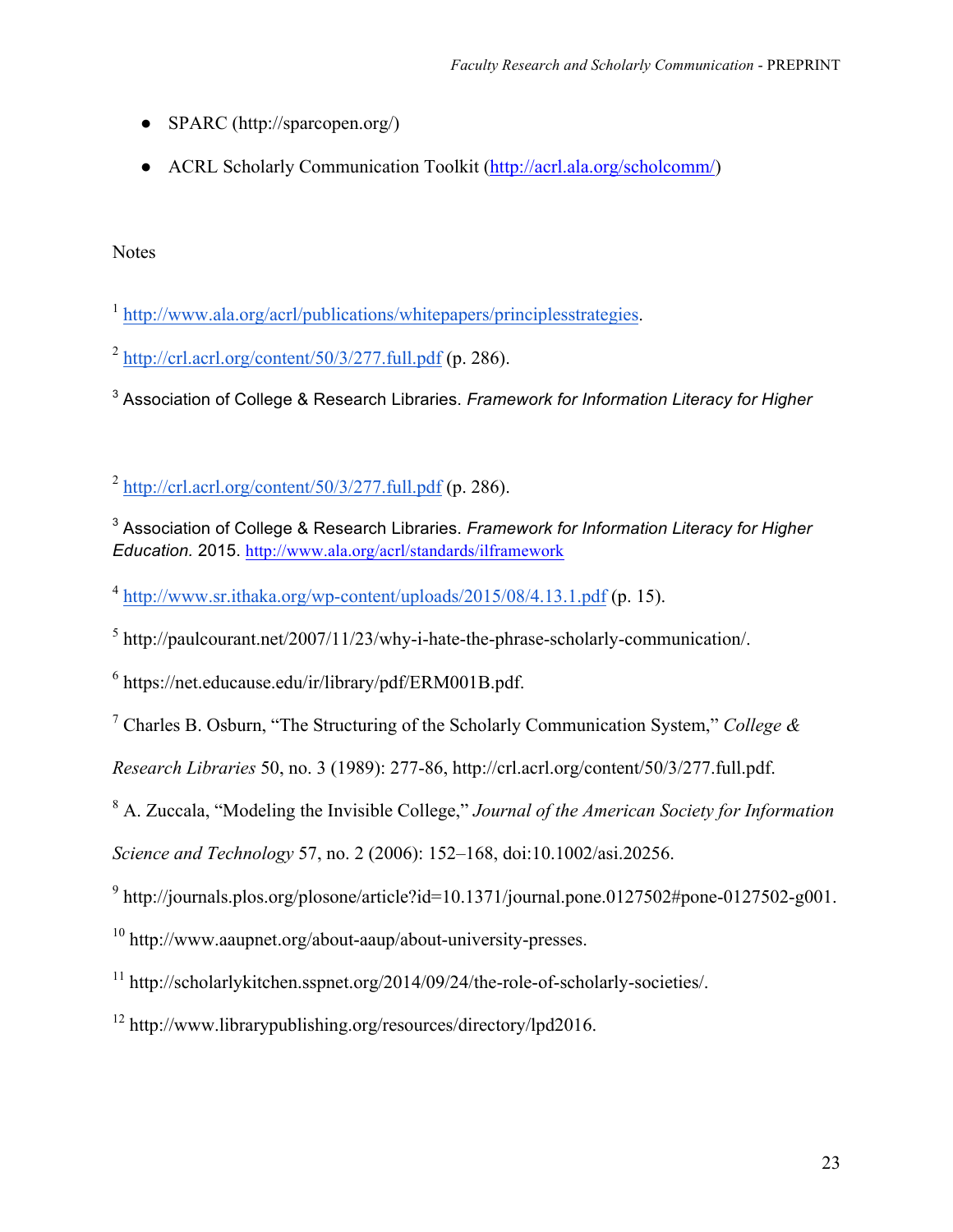- SPARC (http://sparcopen.org/)
- ACRL Scholarly Communication Toolkit (http://acrl.ala.org/scholcomm/)

Notes

[1] http://www.ala.org/acrl/publications/whitepapers/principlesstrategies.

[2] http://crl.acrl.org/content/50/3/277.full.pdf (p. 286).

[3] Association of College & Research Libraries. *Framework for Information Literacy for Higher*

[2] http://crl.acrl.org/content/50/3/277.full.pdf (p. 286).

[3] Association of College & Research Libraries. *Framework for Information Literacy for Higher Education.* 2015. http://www.ala.org/acrl/standards/ilframework

[4] http://www.sr.ithaka.org/wp-content/uploads/2015/08/4.13.1.pdf (p. 15).

[5] http://paulcourant.net/2007/11/23/why-i-hate-the-phrase-scholarly-communication/.

[6] https://net.educause.edu/ir/library/pdf/ERM001B.pdf.

[7] Charles B. Osburn, "The Structuring of the Scholarly Communication System," *College & Research Libraries* 50, no. 3 (1989): 277-86, http://crl.acrl.org/content/50/3/277.full.pdf.

[8] A. Zuccala, "Modeling the Invisible College," *Journal of the American Society for Information Science and Technology* 57, no. 2 (2006): 152–168, doi:10.1002/asi.20256.

[9] http://journals.plos.org/plosone/article?id=10.1371/journal.pone.0127502#pone-0127502-g001.

[10] http://www.aaupnet.org/about-aaup/about-university-presses.

[11] http://scholarlykitchen.sspnet.org/2014/09/24/the-role-of-scholarly-societies/.

[12] http://www.librarypublishing.org/resources/directory/lpd2016.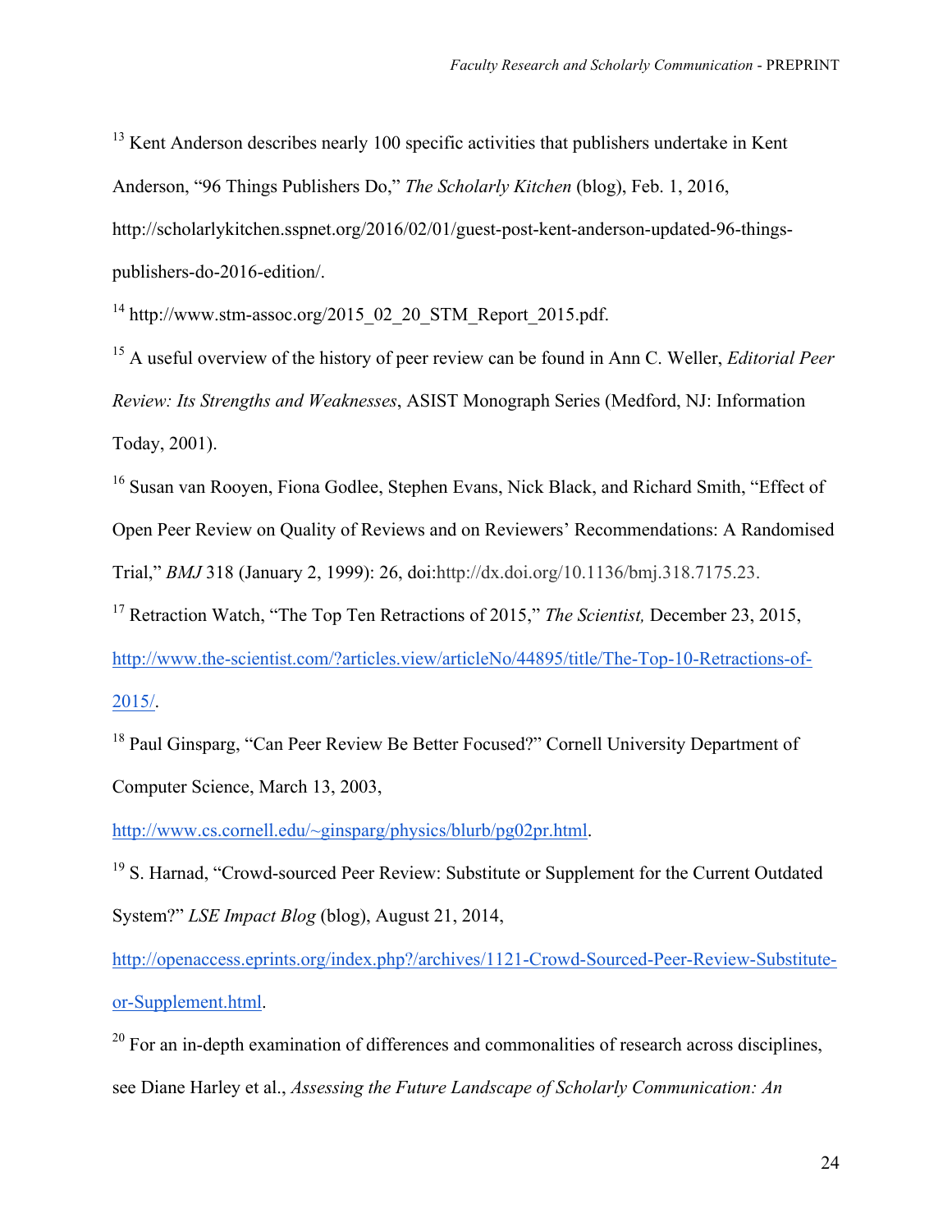[13] Kent Anderson describes nearly 100 specific activities that publishers undertake in Kent Anderson, "96 Things Publishers Do," *The Scholarly Kitchen* (blog), Feb. 1, 2016, http://scholarlykitchen.sspnet.org/2016/02/01/guest-post-kent-anderson-updated-96-things-publishers-do-2016-edition/.

[14] http://www.stm-assoc.org/2015_02_20_STM_Report_2015.pdf.

[15] A useful overview of the history of peer review can be found in Ann C. Weller, *Editorial Peer Review: Its Strengths and Weaknesses*, ASIST Monograph Series (Medford, NJ: Information Today, 2001).

[16] Susan van Rooyen, Fiona Godlee, Stephen Evans, Nick Black, and Richard Smith, "Effect of Open Peer Review on Quality of Reviews and on Reviewers' Recommendations: A Randomised Trial," *BMJ* 318 (January 2, 1999): 26, doi:http://dx.doi.org/10.1136/bmj.318.7175.23.

[17] Retraction Watch, "The Top Ten Retractions of 2015," *The Scientist,* December 23, 2015, http://www.the-scientist.com/?articles.view/articleNo/44895/title/The-Top-10-Retractions-of-2015/.

[18] Paul Ginsparg, "Can Peer Review Be Better Focused?" Cornell University Department of Computer Science, March 13, 2003, http://www.cs.cornell.edu/~ginsparg/physics/blurb/pg02pr.html.

[19] S. Harnad, "Crowd-sourced Peer Review: Substitute or Supplement for the Current Outdated System?" *LSE Impact Blog* (blog), August 21, 2014, http://openaccess.eprints.org/index.php?/archives/1121-Crowd-Sourced-Peer-Review-Substitute-or-Supplement.html.

[20] For an in-depth examination of differences and commonalities of research across disciplines, see Diane Harley et al., *Assessing the Future Landscape of Scholarly Communication: An*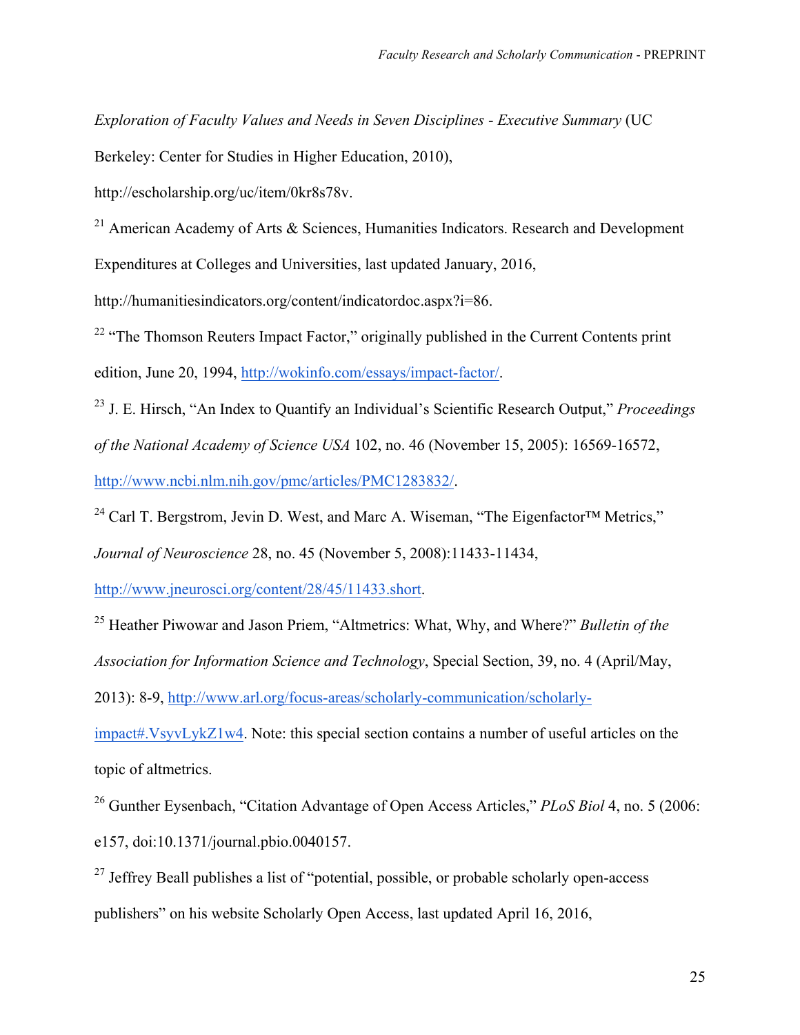*Exploration of Faculty Values and Needs in Seven Disciplines - Executive Summary* (UC Berkeley: Center for Studies in Higher Education, 2010), http://escholarship.org/uc/item/0kr8s78v.

[21] American Academy of Arts & Sciences, Humanities Indicators. Research and Development Expenditures at Colleges and Universities, last updated January, 2016, http://humanitiesindicators.org/content/indicatordoc.aspx?i=86.

[22] "The Thomson Reuters Impact Factor," originally published in the Current Contents print edition, June 20, 1994, http://wokinfo.com/essays/impact-factor/.

[23] J. E. Hirsch, "An Index to Quantify an Individual's Scientific Research Output," *Proceedings of the National Academy of Science USA* 102, no. 46 (November 15, 2005): 16569-16572, http://www.ncbi.nlm.nih.gov/pmc/articles/PMC1283832/.

[24] Carl T. Bergstrom, Jevin D. West, and Marc A. Wiseman, "The Eigenfactor™ Metrics," *Journal of Neuroscience* 28, no. 45 (November 5, 2008):11433-11434, http://www.jneurosci.org/content/28/45/11433.short.

[25] Heather Piwowar and Jason Priem, "Altmetrics: What, Why, and Where?" *Bulletin of the Association for Information Science and Technology*, Special Section, 39, no. 4 (April/May, 2013): 8-9, http://www.arl.org/focus-areas/scholarly-communication/scholarly-impact#.VsyvLykZ1w4. Note: this special section contains a number of useful articles on the topic of altmetrics.

[26] Gunther Eysenbach, "Citation Advantage of Open Access Articles," *PLoS Biol* 4, no. 5 (2006: e157, doi:10.1371/journal.pbio.0040157.

[27] Jeffrey Beall publishes a list of "potential, possible, or probable scholarly open-access publishers" on his website Scholarly Open Access, last updated April 16, 2016,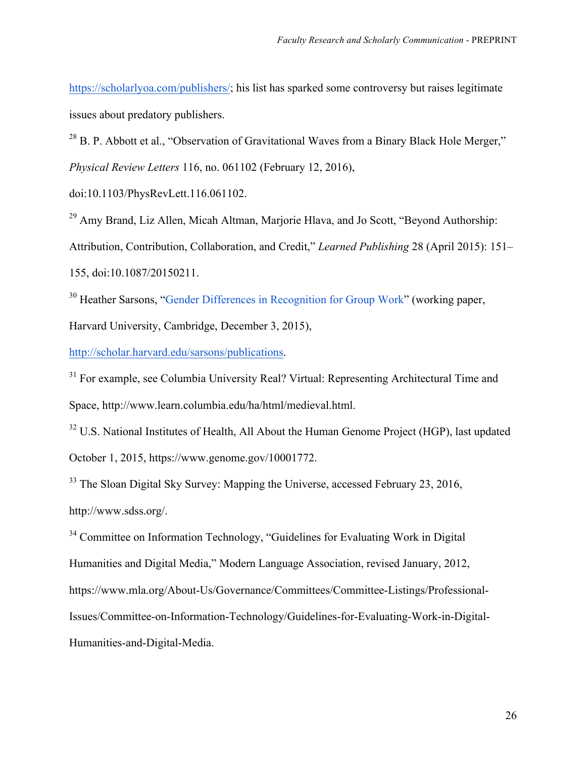https://scholarlyoa.com/publishers/; his list has sparked some controversy but raises legitimate issues about predatory publishers.

[28] B. P. Abbott et al., "Observation of Gravitational Waves from a Binary Black Hole Merger," *Physical Review Letters* 116, no. 061102 (February 12, 2016), doi:10.1103/PhysRevLett.116.061102.

[29] Amy Brand, Liz Allen, Micah Altman, Marjorie Hlava, and Jo Scott, "Beyond Authorship: Attribution, Contribution, Collaboration, and Credit," *Learned Publishing* 28 (April 2015): 151–155, doi:10.1087/20150211.

[30] Heather Sarsons, "Gender Differences in Recognition for Group Work" (working paper, Harvard University, Cambridge, December 3, 2015), http://scholar.harvard.edu/sarsons/publications.

[31] For example, see Columbia University Real? Virtual: Representing Architectural Time and Space, http://www.learn.columbia.edu/ha/html/medieval.html.

[32] U.S. National Institutes of Health, All About the Human Genome Project (HGP), last updated October 1, 2015, https://www.genome.gov/10001772.

[33] The Sloan Digital Sky Survey: Mapping the Universe, accessed February 23, 2016, http://www.sdss.org/.

[34] Committee on Information Technology, "Guidelines for Evaluating Work in Digital Humanities and Digital Media," Modern Language Association, revised January, 2012, https://www.mla.org/About-Us/Governance/Committees/Committee-Listings/Professional-Issues/Committee-on-Information-Technology/Guidelines-for-Evaluating-Work-in-Digital-Humanities-and-Digital-Media.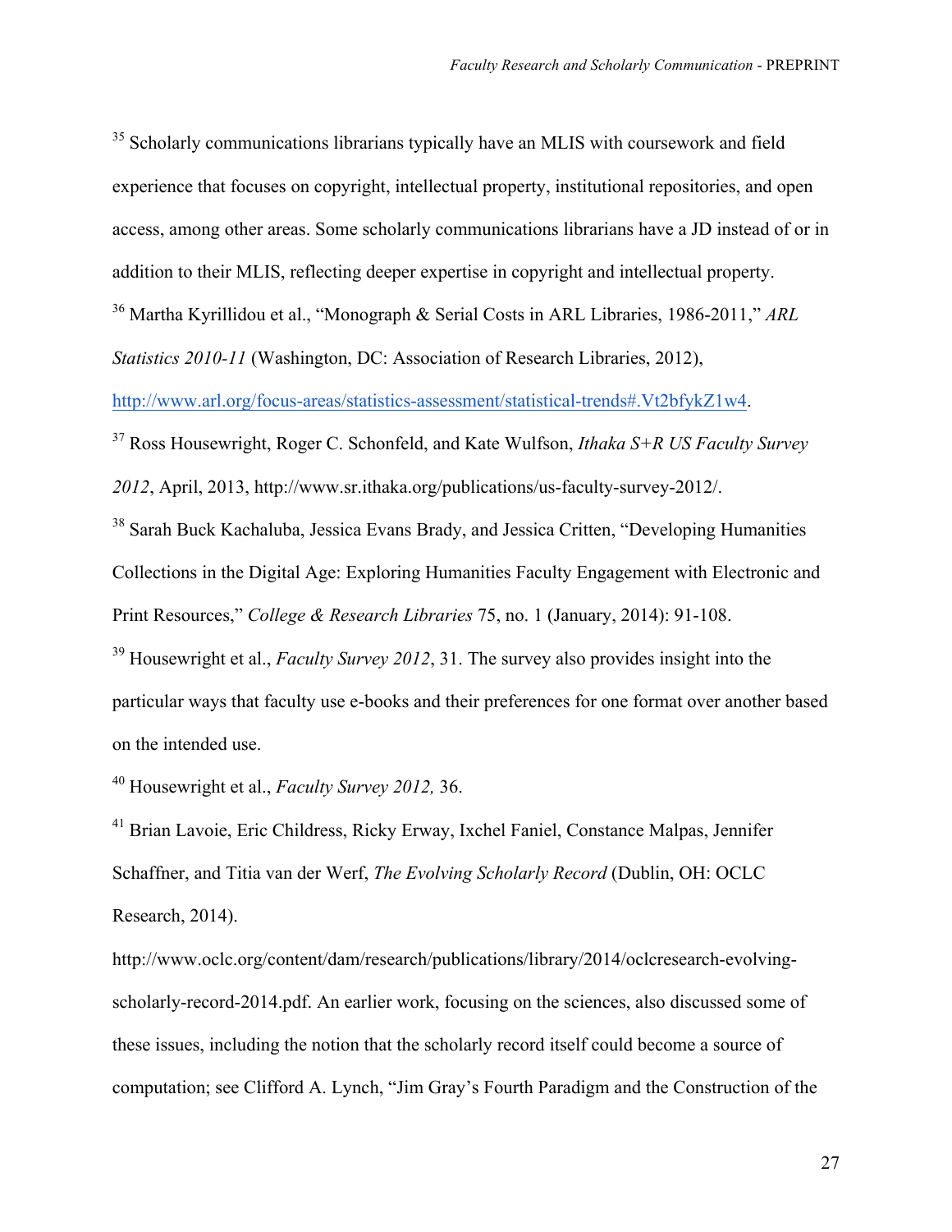[35] Scholarly communications librarians typically have an MLIS with coursework and field experience that focuses on copyright, intellectual property, institutional repositories, and open access, among other areas. Some scholarly communications librarians have a JD instead of or in addition to their MLIS, reflecting deeper expertise in copyright and intellectual property.

[36] Martha Kyrillidou et al., "Monograph & Serial Costs in ARL Libraries, 1986-2011," *ARL Statistics 2010-11* (Washington, DC: Association of Research Libraries, 2012), http://www.arl.org/focus-areas/statistics-assessment/statistical-trends#.Vt2bfykZ1w4.

[37] Ross Housewright, Roger C. Schonfeld, and Kate Wulfson, *Ithaka S+R US Faculty Survey 2012*, April, 2013, http://www.sr.ithaka.org/publications/us-faculty-survey-2012/.

[38] Sarah Buck Kachaluba, Jessica Evans Brady, and Jessica Critten, "Developing Humanities Collections in the Digital Age: Exploring Humanities Faculty Engagement with Electronic and Print Resources," *College & Research Libraries* 75, no. 1 (January, 2014): 91-108.

[39] Housewright et al., *Faculty Survey 2012*, 31. The survey also provides insight into the particular ways that faculty use e-books and their preferences for one format over another based on the intended use.

[40] Housewright et al., *Faculty Survey 2012,* 36.

[41] Brian Lavoie, Eric Childress, Ricky Erway, Ixchel Faniel, Constance Malpas, Jennifer Schaffner, and Titia van der Werf, *The Evolving Scholarly Record* (Dublin, OH: OCLC Research, 2014).

http://www.oclc.org/content/dam/research/publications/library/2014/oclcresearch-evolving-scholarly-record-2014.pdf. An earlier work, focusing on the sciences, also discussed some of these issues, including the notion that the scholarly record itself could become a source of computation; see Clifford A. Lynch, "Jim Gray's Fourth Paradigm and the Construction of the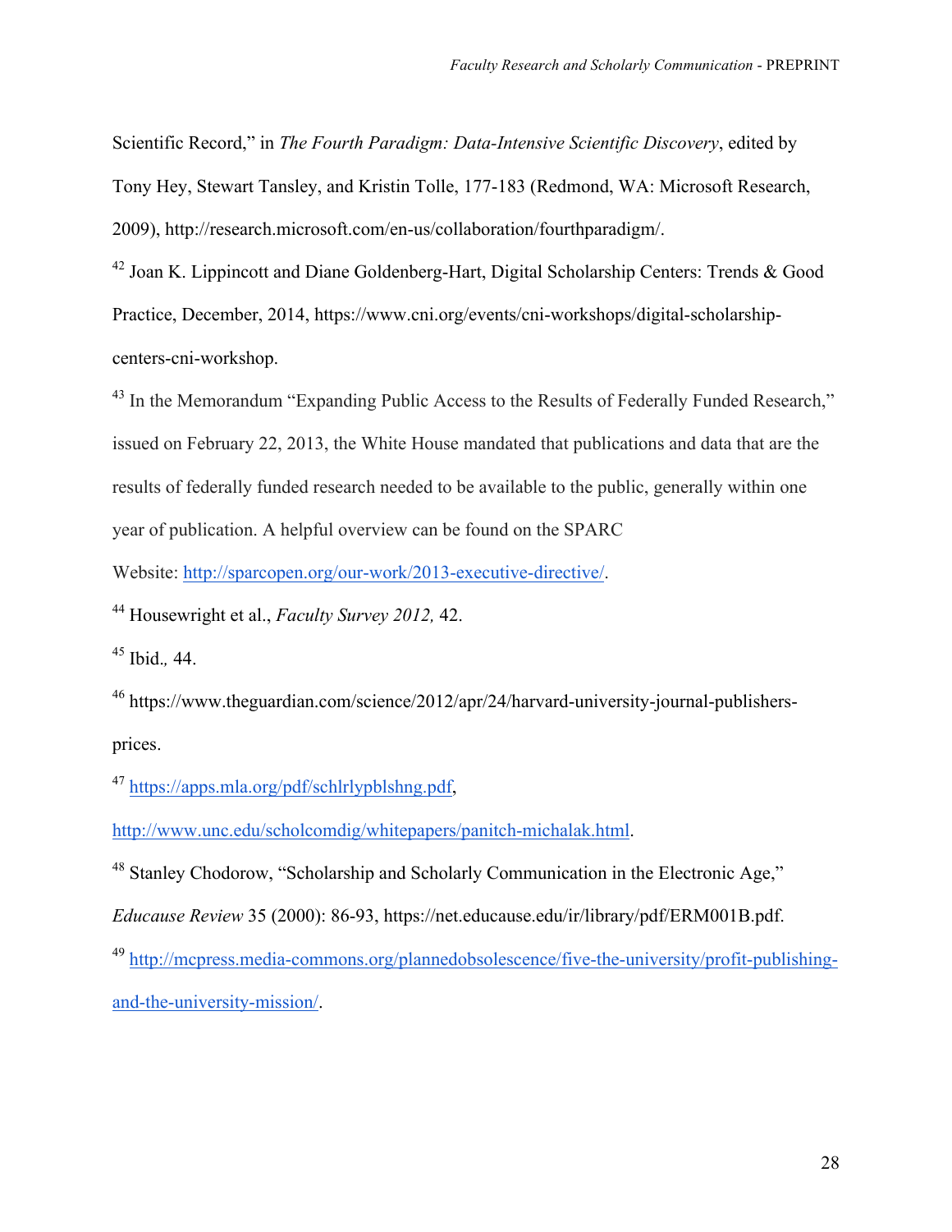Scientific Record," in *The Fourth Paradigm: Data-Intensive Scientific Discovery*, edited by Tony Hey, Stewart Tansley, and Kristin Tolle, 177-183 (Redmond, WA: Microsoft Research, 2009), http://research.microsoft.com/en-us/collaboration/fourthparadigm/.

[42] Joan K. Lippincott and Diane Goldenberg-Hart, Digital Scholarship Centers: Trends & Good Practice, December, 2014, https://www.cni.org/events/cni-workshops/digital-scholarship-centers-cni-workshop.

[43] In the Memorandum "Expanding Public Access to the Results of Federally Funded Research," issued on February 22, 2013, the White House mandated that publications and data that are the results of federally funded research needed to be available to the public, generally within one year of publication. A helpful overview can be found on the SPARC Website: http://sparcopen.org/our-work/2013-executive-directive/.

[44] Housewright et al., *Faculty Survey 2012,* 42.

[45] Ibid.*,* 44.

[46] https://www.theguardian.com/science/2012/apr/24/harvard-university-journal-publishers-prices.

[47] https://apps.mla.org/pdf/schlrlypblshng.pdf, http://www.unc.edu/scholcomdig/whitepapers/panitch-michalak.html.

[48] Stanley Chodorow, "Scholarship and Scholarly Communication in the Electronic Age," *Educause Review* 35 (2000): 86-93, https://net.educause.edu/ir/library/pdf/ERM001B.pdf.

[49] http://mcpress.media-commons.org/plannedobsolescence/five-the-university/profit-publishing-and-the-university-mission/.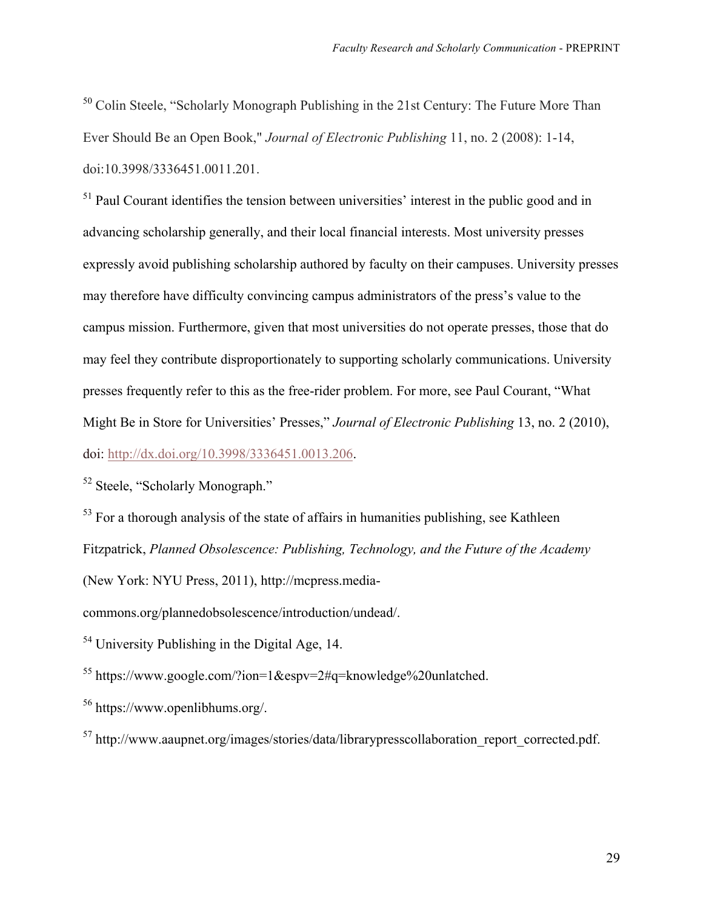[50] Colin Steele, "Scholarly Monograph Publishing in the 21st Century: The Future More Than Ever Should Be an Open Book," *Journal of Electronic Publishing* 11, no. 2 (2008): 1-14, doi:10.3998/3336451.0011.201.

[51] Paul Courant identifies the tension between universities' interest in the public good and in advancing scholarship generally, and their local financial interests. Most university presses expressly avoid publishing scholarship authored by faculty on their campuses. University presses may therefore have difficulty convincing campus administrators of the press's value to the campus mission. Furthermore, given that most universities do not operate presses, those that do may feel they contribute disproportionately to supporting scholarly communications. University presses frequently refer to this as the free-rider problem. For more, see Paul Courant, "What Might Be in Store for Universities' Presses," *Journal of Electronic Publishing* 13, no. 2 (2010), doi: http://dx.doi.org/10.3998/3336451.0013.206.

[52] Steele, "Scholarly Monograph."

[53] For a thorough analysis of the state of affairs in humanities publishing, see Kathleen Fitzpatrick, *Planned Obsolescence: Publishing, Technology, and the Future of the Academy* (New York: NYU Press, 2011), http://mcpress.media-commons.org/plannedobsolescence/introduction/undead/.

[54] University Publishing in the Digital Age, 14.

[55] https://www.google.com/?ion=1&espv=2#q=knowledge%20unlatched.

[56] https://www.openlibhums.org/.

[57] http://www.aaupnet.org/images/stories/data/librarypresscollaboration_report_corrected.pdf.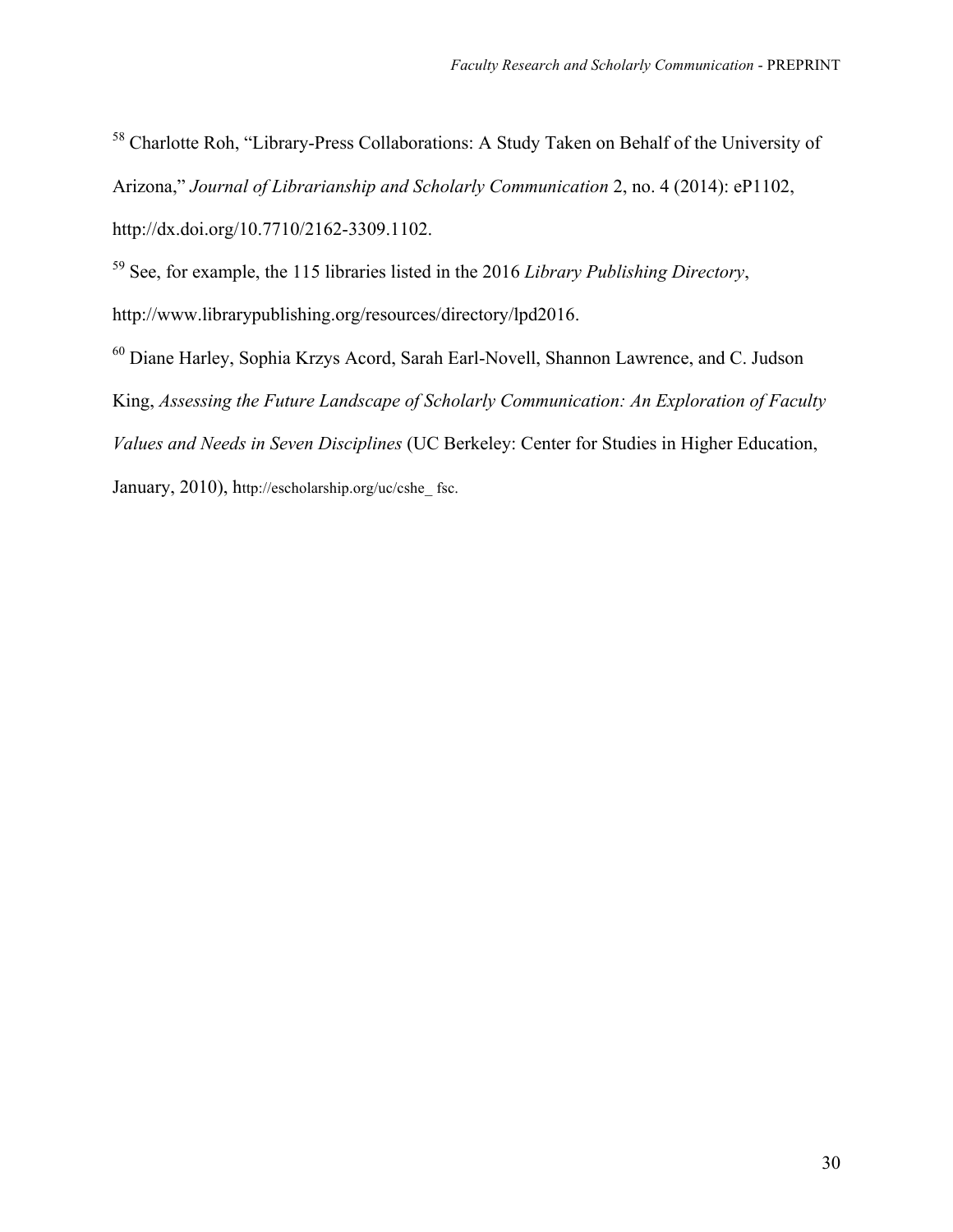[58] Charlotte Roh, "Library-Press Collaborations: A Study Taken on Behalf of the University of Arizona," *Journal of Librarianship and Scholarly Communication* 2, no. 4 (2014): eP1102, http://dx.doi.org/10.7710/2162-3309.1102.

[59] See, for example, the 115 libraries listed in the 2016 *Library Publishing Directory*, http://www.librarypublishing.org/resources/directory/lpd2016.

[60] Diane Harley, Sophia Krzys Acord, Sarah Earl-Novell, Shannon Lawrence, and C. Judson King, *Assessing the Future Landscape of Scholarly Communication: An Exploration of Faculty Values and Needs in Seven Disciplines* (UC Berkeley: Center for Studies in Higher Education, January, 2010), http://escholarship.org/uc/cshe_ fsc.